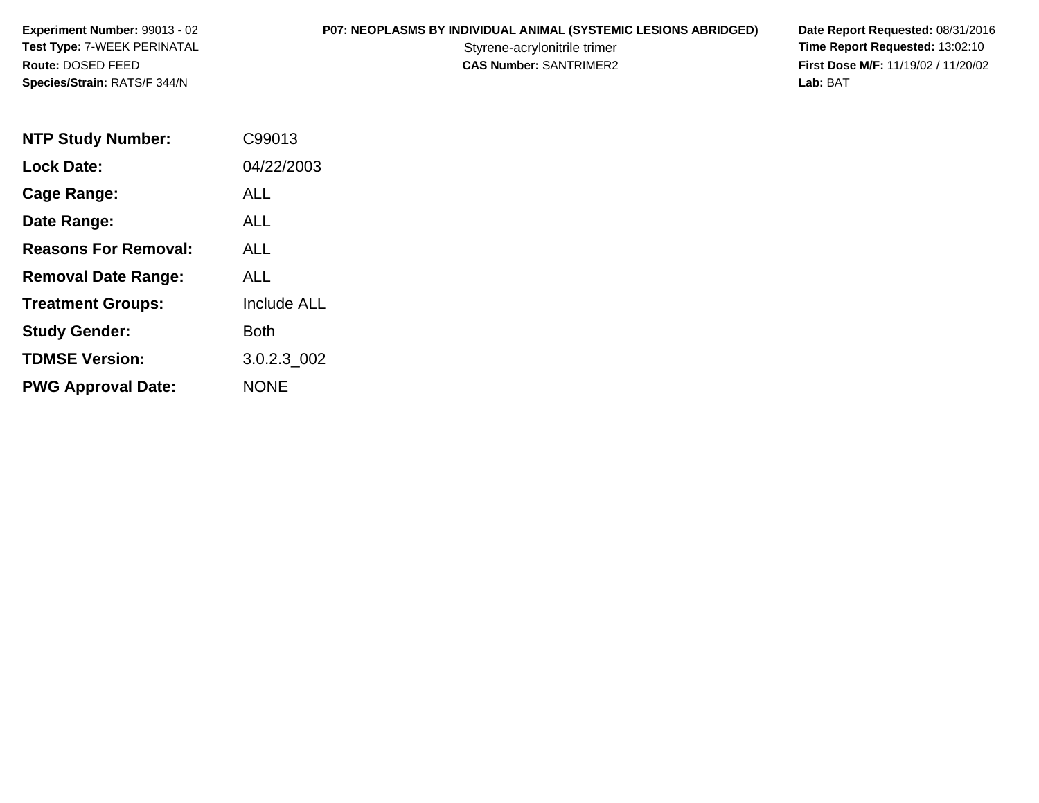**Experiment Number:** 99013 - 02
**Test Type:** 7-WEEK PERINATAL
**Route:** DOSED FEED
**Species/Strain:** RATS/F 344/N

**P07: NEOPLASMS BY INDIVIDUAL ANIMAL (SYSTEMIC LESIONS ABRIDGED)**
Styrene-acrylonitrile trimer
**CAS Number:** SANTRIMER2

**Date Report Requested:** 08/31/2016
**Time Report Requested:** 13:02:10
**First Dose M/F:** 11/19/02 / 11/20/02
**Lab:** BAT

| | |
|---|---|
| **NTP Study Number:** | C99013 |
| **Lock Date:** | 04/22/2003 |
| **Cage Range:** | ALL |
| **Date Range:** | ALL |
| **Reasons For Removal:** | ALL |
| **Removal Date Range:** | ALL |
| **Treatment Groups:** | Include ALL |
| **Study Gender:** | Both |
| **TDMSE Version:** | 3.0.2.3_002 |
| **PWG Approval Date:** | NONE |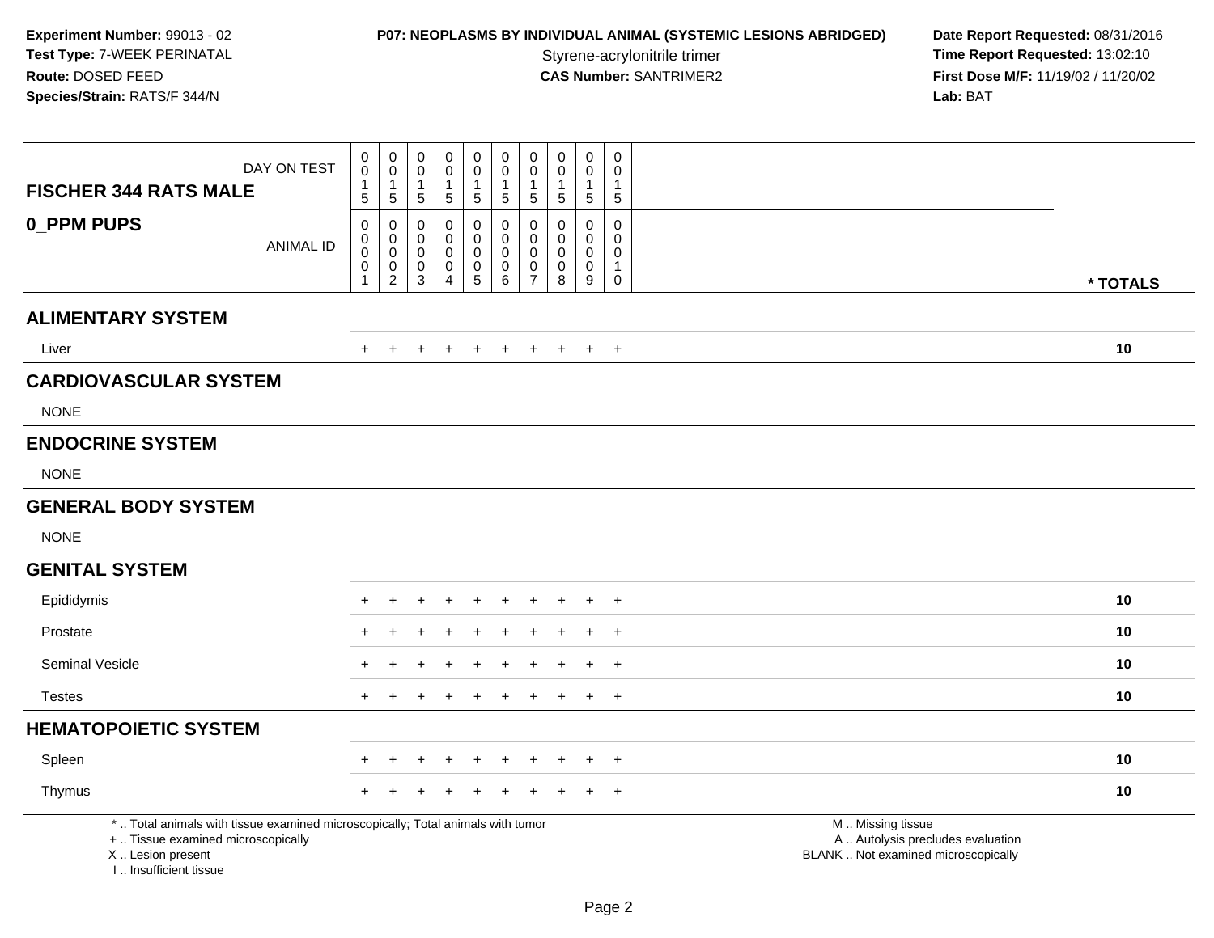**Experiment Number:** 99013 - 02
**Test Type:** 7-WEEK PERINATAL
**Route:** DOSED FEED
**Species/Strain:** RATS/F 344/N

**P07: NEOPLASMS BY INDIVIDUAL ANIMAL (SYSTEMIC LESIONS ABRIDGED)**
Styrene-acrylonitrile trimer
**CAS Number:** SANTRIMER2

**Date Report Requested:** 08/31/2016
**Time Report Requested:** 13:02:10
**First Dose M/F:** 11/19/02 / 11/20/02
**Lab:** BAT

| **FISCHER 344 RATS MALE** DAY ON TEST | 0015 | 0015 | 0015 | 0015 | 0015 | 0015 | 0015 | 0015 | 0015 | 0015 | |
|---|---|---|---|---|---|---|---|---|---|---|---|
| **0_PPM PUPS** ANIMAL ID | 00001 | 00002 | 00003 | 00004 | 00005 | 00006 | 00007 | 00008 | 00009 | 00010 | *** TOTALS** |
| **ALIMENTARY SYSTEM** | | | | | | | | | | | |
| Liver | + | + | + | + | + | + | + | + | + | + | **10** |
| **CARDIOVASCULAR SYSTEM** | | | | | | | | | | | |
| NONE | | | | | | | | | | | |
| **ENDOCRINE SYSTEM** | | | | | | | | | | | |
| NONE | | | | | | | | | | | |
| **GENERAL BODY SYSTEM** | | | | | | | | | | | |
| NONE | | | | | | | | | | | |
| **GENITAL SYSTEM** | | | | | | | | | | | |
| Epididymis | + | + | + | + | + | + | + | + | + | + | **10** |
| Prostate | + | + | + | + | + | + | + | + | + | + | **10** |
| Seminal Vesicle | + | + | + | + | + | + | + | + | + | + | **10** |
| Testes | + | + | + | + | + | + | + | + | + | + | **10** |
| **HEMATOPOIETIC SYSTEM** | | | | | | | | | | | |
| Spleen | + | + | + | + | + | + | + | + | + | + | **10** |
| Thymus | + | + | + | + | + | + | + | + | + | + | **10** |

* .. Total animals with tissue examined microscopically; Total animals with tumor
+ .. Tissue examined microscopically
X .. Lesion present
I .. Insufficient tissue

M .. Missing tissue
A .. Autolysis precludes evaluation
BLANK .. Not examined microscopically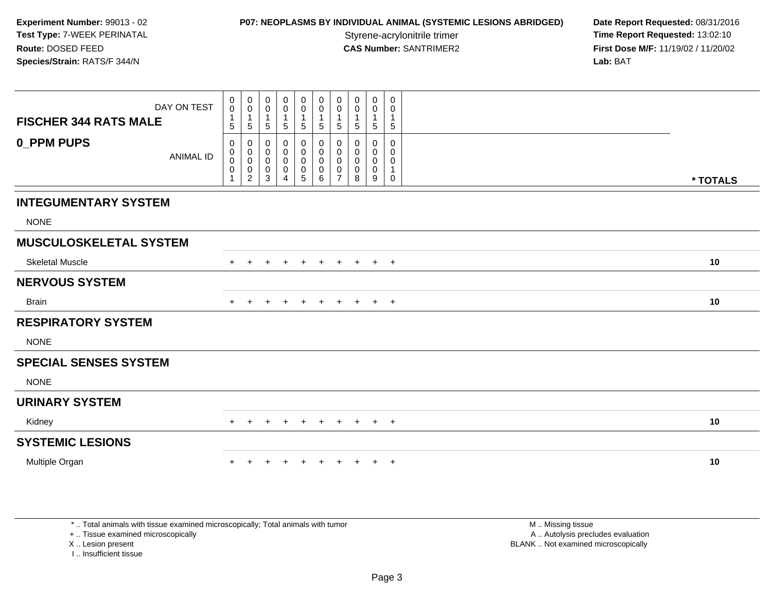**Experiment Number:** 99013 - 02
**Test Type:** 7-WEEK PERINATAL
**Route:** DOSED FEED
**Species/Strain:** RATS/F 344/N

**P07: NEOPLASMS BY INDIVIDUAL ANIMAL (SYSTEMIC LESIONS ABRIDGED)**
Styrene-acrylonitrile trimer
**CAS Number:** SANTRIMER2

**Date Report Requested:** 08/31/2016
**Time Report Requested:** 13:02:10
**First Dose M/F:** 11/19/02 / 11/20/02
**Lab:** BAT

| FISCHER 344 RATS MALE — DAY ON TEST | 0015 | 0015 | 0015 | 0015 | 0015 | 0015 | 0015 | 0015 | 0015 | 0015 | |
|---|---|---|---|---|---|---|---|---|---|---|---|
| **0_PPM PUPS** — ANIMAL ID | 00001 | 00002 | 00003 | 00004 | 00005 | 00006 | 00007 | 00008 | 00009 | 00010 | * TOTALS |
| **INTEGUMENTARY SYSTEM** | | | | | | | | | | | |
| NONE | | | | | | | | | | | |
| **MUSCULOSKELETAL SYSTEM** | | | | | | | | | | | |
| Skeletal Muscle | + | + | + | + | + | + | + | + | + | + | 10 |
| **NERVOUS SYSTEM** | | | | | | | | | | | |
| Brain | + | + | + | + | + | + | + | + | + | + | 10 |
| **RESPIRATORY SYSTEM** | | | | | | | | | | | |
| NONE | | | | | | | | | | | |
| **SPECIAL SENSES SYSTEM** | | | | | | | | | | | |
| NONE | | | | | | | | | | | |
| **URINARY SYSTEM** | | | | | | | | | | | |
| Kidney | + | + | + | + | + | + | + | + | + | + | 10 |
| **SYSTEMIC LESIONS** | | | | | | | | | | | |
| Multiple Organ | + | + | + | + | + | + | + | + | + | + | 10 |

* .. Total animals with tissue examined microscopically; Total animals with tumor
+ .. Tissue examined microscopically
X .. Lesion present
I .. Insufficient tissue

M .. Missing tissue
A .. Autolysis precludes evaluation
BLANK .. Not examined microscopically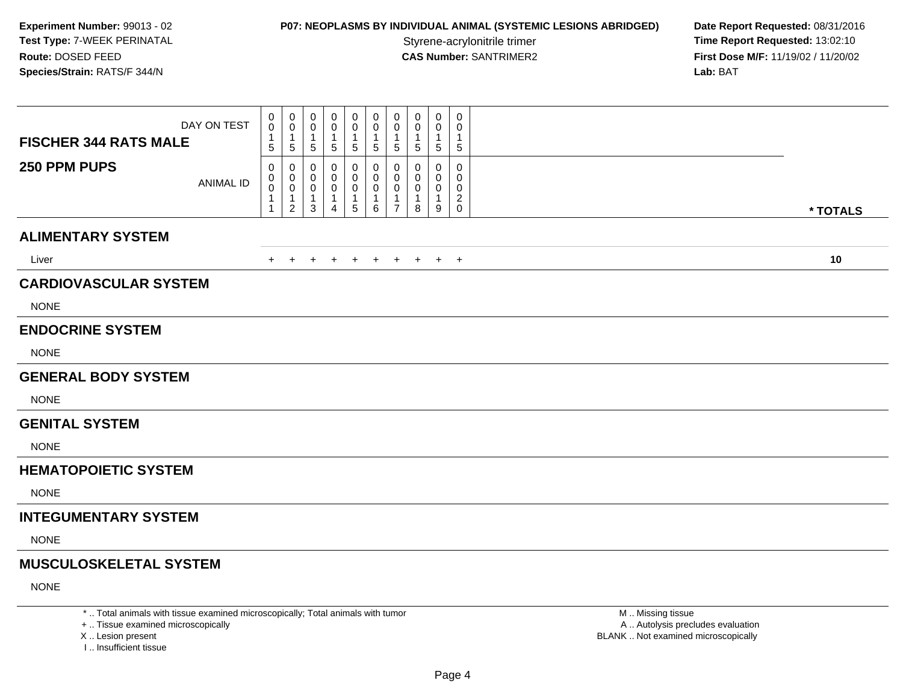**Experiment Number:** 99013 - 02
**Test Type:** 7-WEEK PERINATAL
**Route:** DOSED FEED
**Species/Strain:** RATS/F 344/N

**P07: NEOPLASMS BY INDIVIDUAL ANIMAL (SYSTEMIC LESIONS ABRIDGED)**
Styrene-acrylonitrile trimer
**CAS Number:** SANTRIMER2

**Date Report Requested:** 08/31/2016
**Time Report Requested:** 13:02:10
**First Dose M/F:** 11/19/02 / 11/20/02
**Lab:** BAT

| FISCHER 344 RATS MALE 250 PPM PUPS | | | | | | | | | | | |
|---|---|---|---|---|---|---|---|---|---|---|---|
| DAY ON TEST | 0015 | 0015 | 0015 | 0015 | 0015 | 0015 | 0015 | 0015 | 0015 | 0015 | |
| ANIMAL ID | 00011 | 00012 | 00013 | 00014 | 00015 | 00016 | 00017 | 00018 | 00019 | 00020 | * TOTALS |
| **ALIMENTARY SYSTEM** | | | | | | | | | | | |
| Liver | + | + | + | + | + | + | + | + | + | + | 10 |
| **CARDIOVASCULAR SYSTEM** | | | | | | | | | | | |
| NONE | | | | | | | | | | | |
| **ENDOCRINE SYSTEM** | | | | | | | | | | | |
| NONE | | | | | | | | | | | |
| **GENERAL BODY SYSTEM** | | | | | | | | | | | |
| NONE | | | | | | | | | | | |
| **GENITAL SYSTEM** | | | | | | | | | | | |
| NONE | | | | | | | | | | | |
| **HEMATOPOIETIC SYSTEM** | | | | | | | | | | | |
| NONE | | | | | | | | | | | |
| **INTEGUMENTARY SYSTEM** | | | | | | | | | | | |
| NONE | | | | | | | | | | | |
| **MUSCULOSKELETAL SYSTEM** | | | | | | | | | | | |
| NONE | | | | | | | | | | | |

* .. Total animals with tissue examined microscopically; Total animals with tumor
+ .. Tissue examined microscopically
X .. Lesion present
I .. Insufficient tissue

M .. Missing tissue
A .. Autolysis precludes evaluation
BLANK .. Not examined microscopically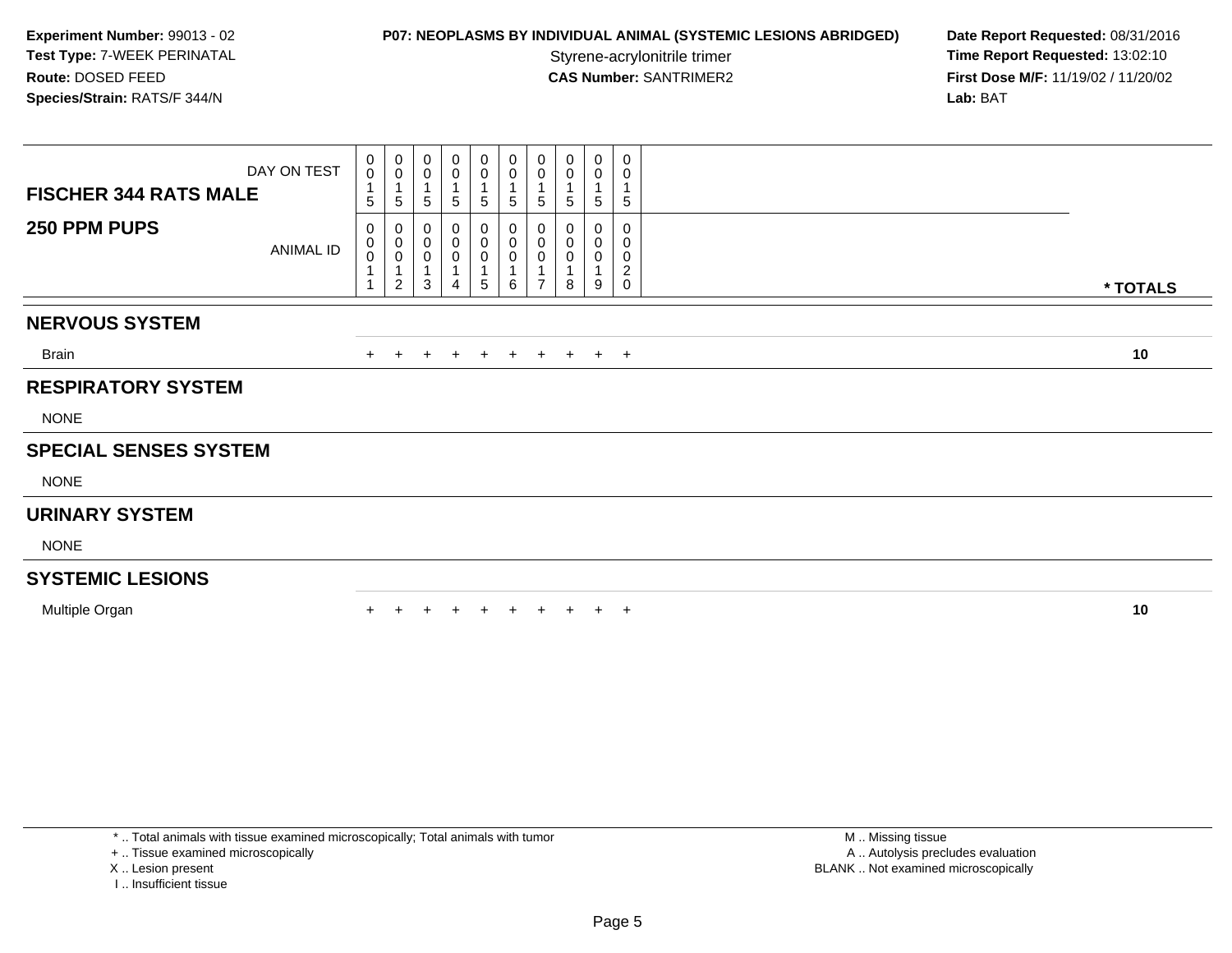**Experiment Number:** 99013 - 02
**Test Type:** 7-WEEK PERINATAL
**Route:** DOSED FEED
**Species/Strain:** RATS/F 344/N

**P07: NEOPLASMS BY INDIVIDUAL ANIMAL (SYSTEMIC LESIONS ABRIDGED)**
Styrene-acrylonitrile trimer
**CAS Number:** SANTRIMER2

**Date Report Requested:** 08/31/2016
**Time Report Requested:** 13:02:10
**First Dose M/F:** 11/19/02 / 11/20/02
**Lab:** BAT

| FISCHER 344 RATS MALE — DAY ON TEST | 0015 | 0015 | 0015 | 0015 | 0015 | 0015 | 0015 | 0015 | 0015 | 0015 | |
|---|---|---|---|---|---|---|---|---|---|---|---|
| **250 PPM PUPS** — ANIMAL ID | 00011 | 00012 | 00013 | 00014 | 00015 | 00016 | 00017 | 00018 | 00019 | 00020 | * TOTALS |
| **NERVOUS SYSTEM** | | | | | | | | | | | |
| Brain | + | + | + | + | + | + | + | + | + | + | 10 |
| **RESPIRATORY SYSTEM** | | | | | | | | | | | |
| NONE | | | | | | | | | | | |
| **SPECIAL SENSES SYSTEM** | | | | | | | | | | | |
| NONE | | | | | | | | | | | |
| **URINARY SYSTEM** | | | | | | | | | | | |
| NONE | | | | | | | | | | | |
| **SYSTEMIC LESIONS** | | | | | | | | | | | |
| Multiple Organ | + | + | + | + | + | + | + | + | + | + | 10 |

* .. Total animals with tissue examined microscopically; Total animals with tumor
+ .. Tissue examined microscopically
X .. Lesion present
I .. Insufficient tissue

M .. Missing tissue
A .. Autolysis precludes evaluation
BLANK .. Not examined microscopically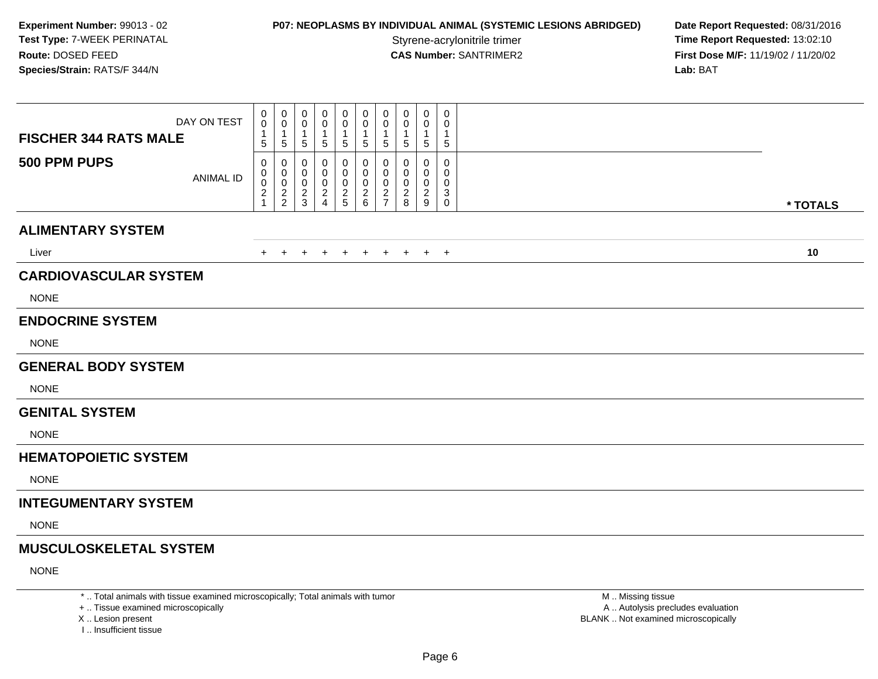**Experiment Number:** 99013 - 02
**Test Type:** 7-WEEK PERINATAL
**Route:** DOSED FEED
**Species/Strain:** RATS/F 344/N

**P07: NEOPLASMS BY INDIVIDUAL ANIMAL (SYSTEMIC LESIONS ABRIDGED)**
Styrene-acrylonitrile trimer
**CAS Number:** SANTRIMER2

**Date Report Requested:** 08/31/2016
**Time Report Requested:** 13:02:10
**First Dose M/F:** 11/19/02 / 11/20/02
**Lab:** BAT

| FISCHER 344 RATS MALE 500 PPM PUPS | | | | | | | | | | | |
|---|---|---|---|---|---|---|---|---|---|---|---|
| DAY ON TEST | 0015 | 0015 | 0015 | 0015 | 0015 | 0015 | 0015 | 0015 | 0015 | 0015 | |
| ANIMAL ID | 00021 | 00022 | 00023 | 00024 | 00025 | 00026 | 00027 | 00028 | 00029 | 00030 | * TOTALS |
| **ALIMENTARY SYSTEM** | | | | | | | | | | | |
| Liver | + | + | + | + | + | + | + | + | + | + | 10 |
| **CARDIOVASCULAR SYSTEM** | | | | | | | | | | | |
| NONE | | | | | | | | | | | |
| **ENDOCRINE SYSTEM** | | | | | | | | | | | |
| NONE | | | | | | | | | | | |
| **GENERAL BODY SYSTEM** | | | | | | | | | | | |
| NONE | | | | | | | | | | | |
| **GENITAL SYSTEM** | | | | | | | | | | | |
| NONE | | | | | | | | | | | |
| **HEMATOPOIETIC SYSTEM** | | | | | | | | | | | |
| NONE | | | | | | | | | | | |
| **INTEGUMENTARY SYSTEM** | | | | | | | | | | | |
| NONE | | | | | | | | | | | |
| **MUSCULOSKELETAL SYSTEM** | | | | | | | | | | | |
| NONE | | | | | | | | | | | |

* .. Total animals with tissue examined microscopically; Total animals with tumor
+ .. Tissue examined microscopically
X .. Lesion present
I .. Insufficient tissue

M .. Missing tissue
A .. Autolysis precludes evaluation
BLANK .. Not examined microscopically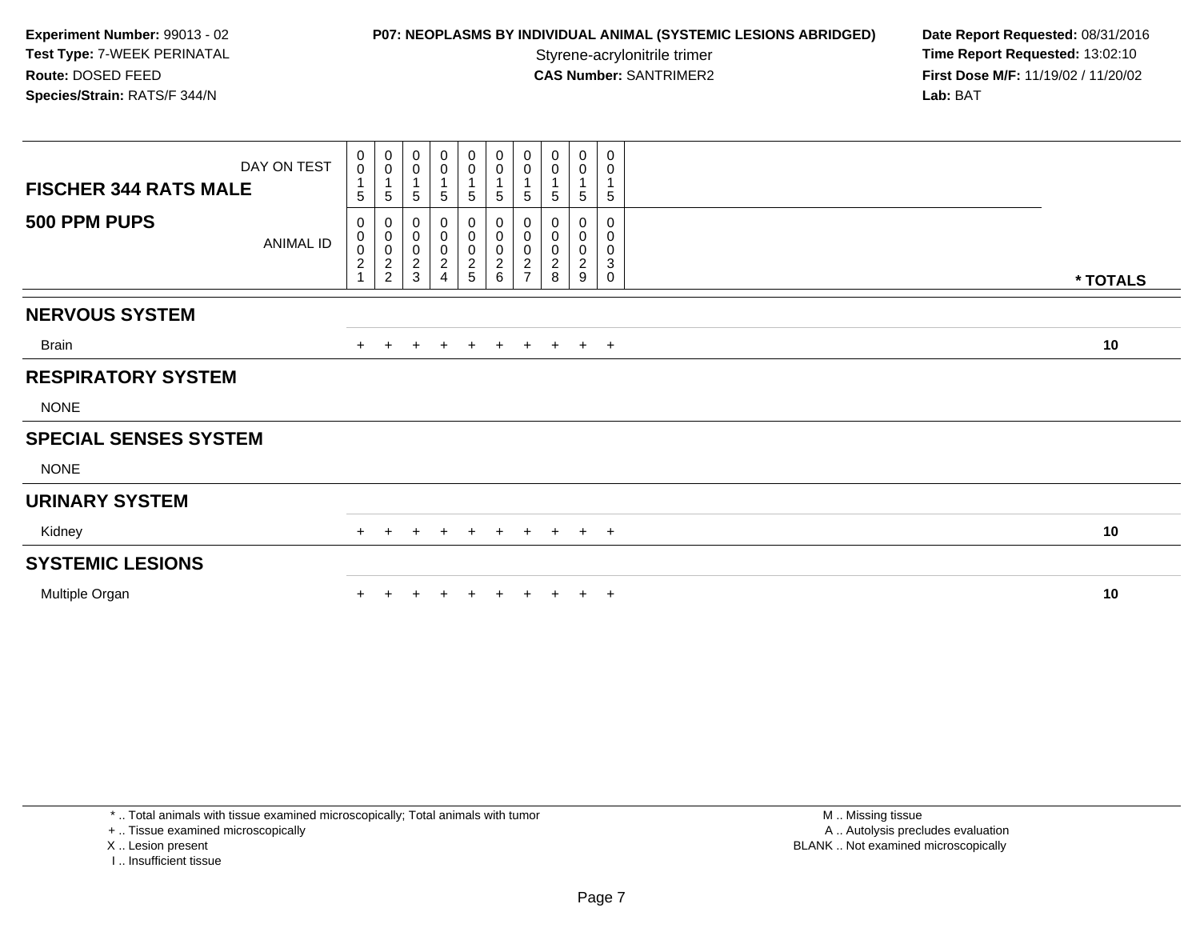**Experiment Number:** 99013 - 02
**Test Type:** 7-WEEK PERINATAL
**Route:** DOSED FEED
**Species/Strain:** RATS/F 344/N

**P07: NEOPLASMS BY INDIVIDUAL ANIMAL (SYSTEMIC LESIONS ABRIDGED)**
Styrene-acrylonitrile trimer
**CAS Number:** SANTRIMER2

**Date Report Requested:** 08/31/2016
**Time Report Requested:** 13:02:10
**First Dose M/F:** 11/19/02 / 11/20/02
**Lab:** BAT

| FISCHER 344 RATS MALE — DAY ON TEST | 0015 | 0015 | 0015 | 0015 | 0015 | 0015 | 0015 | 0015 | 0015 | 0015 | |
|---|---|---|---|---|---|---|---|---|---|---|---|
| **500 PPM PUPS** — ANIMAL ID | 00021 | 00022 | 00023 | 00024 | 00025 | 00026 | 00027 | 00028 | 00029 | 00030 | *** TOTALS** |
| **NERVOUS SYSTEM** | | | | | | | | | | | |
| Brain | + | + | + | + | + | + | + | + | + | + | 10 |
| **RESPIRATORY SYSTEM** | | | | | | | | | | | |
| NONE | | | | | | | | | | | |
| **SPECIAL SENSES SYSTEM** | | | | | | | | | | | |
| NONE | | | | | | | | | | | |
| **URINARY SYSTEM** | | | | | | | | | | | |
| Kidney | + | + | + | + | + | + | + | + | + | + | 10 |
| **SYSTEMIC LESIONS** | | | | | | | | | | | |
| Multiple Organ | + | + | + | + | + | + | + | + | + | + | 10 |

* .. Total animals with tissue examined microscopically; Total animals with tumor
+ .. Tissue examined microscopically
X .. Lesion present
I .. Insufficient tissue

M .. Missing tissue
A .. Autolysis precludes evaluation
BLANK .. Not examined microscopically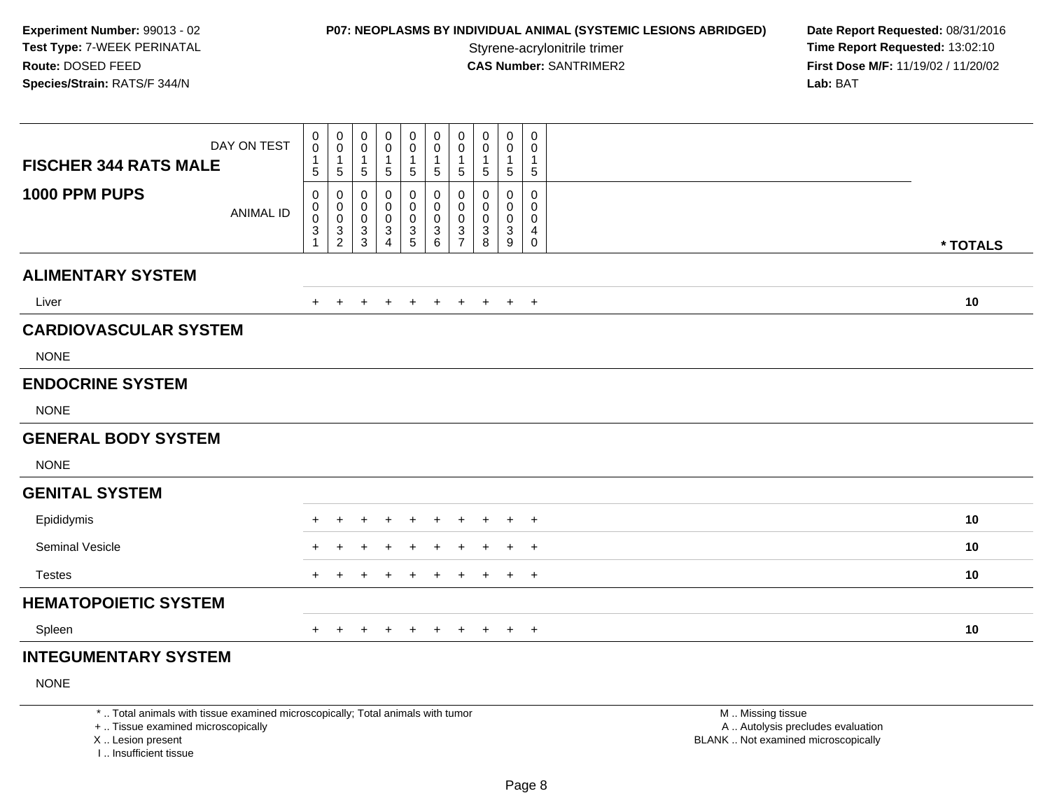**Experiment Number:** 99013 - 02
**Test Type:** 7-WEEK PERINATAL
**Route:** DOSED FEED
**Species/Strain:** RATS/F 344/N

**P07: NEOPLASMS BY INDIVIDUAL ANIMAL (SYSTEMIC LESIONS ABRIDGED)**
Styrene-acrylonitrile trimer
**CAS Number:** SANTRIMER2

**Date Report Requested:** 08/31/2016
**Time Report Requested:** 13:02:10
**First Dose M/F:** 11/19/02 / 11/20/02
**Lab:** BAT

| FISCHER 344 RATS MALE — DAY ON TEST | 0015 | 0015 | 0015 | 0015 | 0015 | 0015 | 0015 | 0015 | 0015 | 0015 | |
|---|---|---|---|---|---|---|---|---|---|---|---|
| **1000 PPM PUPS** — ANIMAL ID | 00031 | 00032 | 00033 | 00034 | 00035 | 00036 | 00037 | 00038 | 00039 | 00040 | * TOTALS |
| **ALIMENTARY SYSTEM** | | | | | | | | | | | |
| Liver | + | + | + | + | + | + | + | + | + | + | 10 |
| **CARDIOVASCULAR SYSTEM** | | | | | | | | | | | |
| NONE | | | | | | | | | | | |
| **ENDOCRINE SYSTEM** | | | | | | | | | | | |
| NONE | | | | | | | | | | | |
| **GENERAL BODY SYSTEM** | | | | | | | | | | | |
| NONE | | | | | | | | | | | |
| **GENITAL SYSTEM** | | | | | | | | | | | |
| Epididymis | + | + | + | + | + | + | + | + | + | + | 10 |
| Seminal Vesicle | + | + | + | + | + | + | + | + | + | + | 10 |
| Testes | + | + | + | + | + | + | + | + | + | + | 10 |
| **HEMATOPOIETIC SYSTEM** | | | | | | | | | | | |
| Spleen | + | + | + | + | + | + | + | + | + | + | 10 |
| **INTEGUMENTARY SYSTEM** | | | | | | | | | | | |
| NONE | | | | | | | | | | | |

* .. Total animals with tissue examined microscopically; Total animals with tumor
+ .. Tissue examined microscopically
X .. Lesion present
I .. Insufficient tissue

M .. Missing tissue
A .. Autolysis precludes evaluation
BLANK .. Not examined microscopically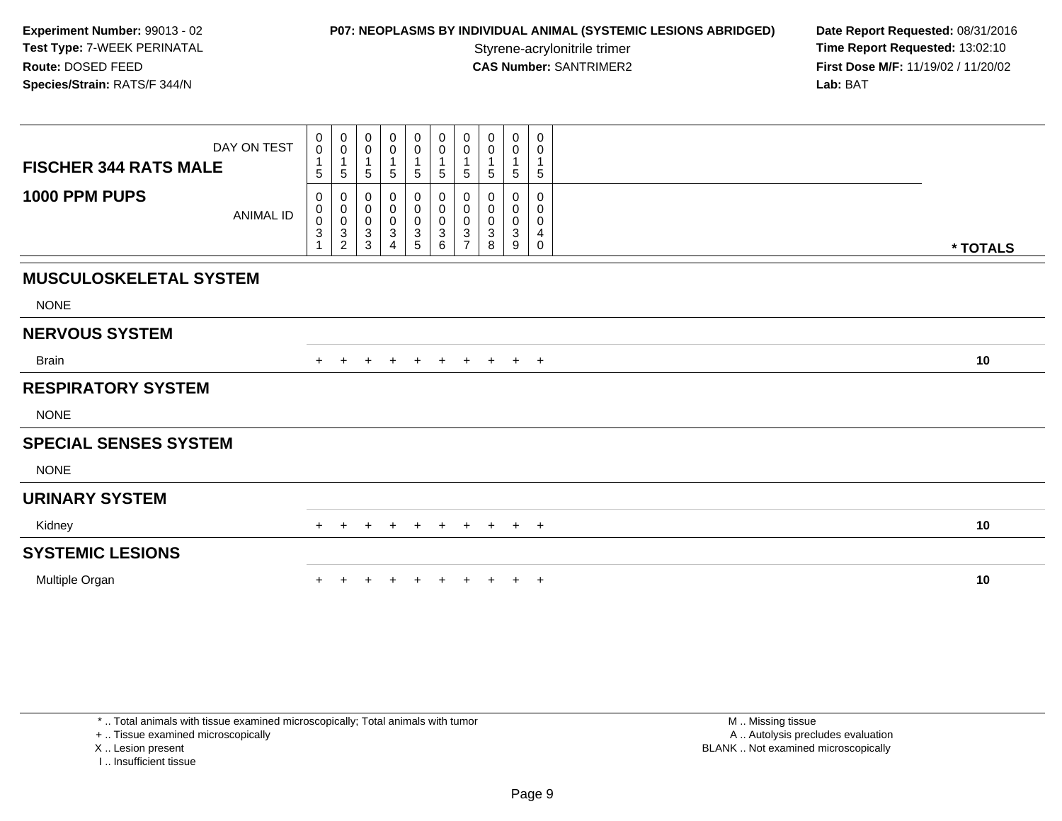**Experiment Number:** 99013 - 02
**Test Type:** 7-WEEK PERINATAL
**Route:** DOSED FEED
**Species/Strain:** RATS/F 344/N

**P07: NEOPLASMS BY INDIVIDUAL ANIMAL (SYSTEMIC LESIONS ABRIDGED)**
Styrene-acrylonitrile trimer
**CAS Number:** SANTRIMER2

**Date Report Requested:** 08/31/2016
**Time Report Requested:** 13:02:10
**First Dose M/F:** 11/19/02 / 11/20/02
**Lab:** BAT

| FISCHER 344 RATS MALE — DAY ON TEST | 0015 | 0015 | 0015 | 0015 | 0015 | 0015 | 0015 | 0015 | 0015 | 0015 | |
|---|---|---|---|---|---|---|---|---|---|---|---|
| **1000 PPM PUPS** — ANIMAL ID | 00031 | 00032 | 00033 | 00034 | 00035 | 00036 | 00037 | 00038 | 00039 | 00040 | * TOTALS |
| **MUSCULOSKELETAL SYSTEM** | | | | | | | | | | | |
| NONE | | | | | | | | | | | |
| **NERVOUS SYSTEM** | | | | | | | | | | | |
| Brain | + | + | + | + | + | + | + | + | + | + | 10 |
| **RESPIRATORY SYSTEM** | | | | | | | | | | | |
| NONE | | | | | | | | | | | |
| **SPECIAL SENSES SYSTEM** | | | | | | | | | | | |
| NONE | | | | | | | | | | | |
| **URINARY SYSTEM** | | | | | | | | | | | |
| Kidney | + | + | + | + | + | + | + | + | + | + | 10 |
| **SYSTEMIC LESIONS** | | | | | | | | | | | |
| Multiple Organ | + | + | + | + | + | + | + | + | + | + | 10 |

* .. Total animals with tissue examined microscopically; Total animals with tumor
+ .. Tissue examined microscopically
X .. Lesion present
I .. Insufficient tissue

M .. Missing tissue
A .. Autolysis precludes evaluation
BLANK .. Not examined microscopically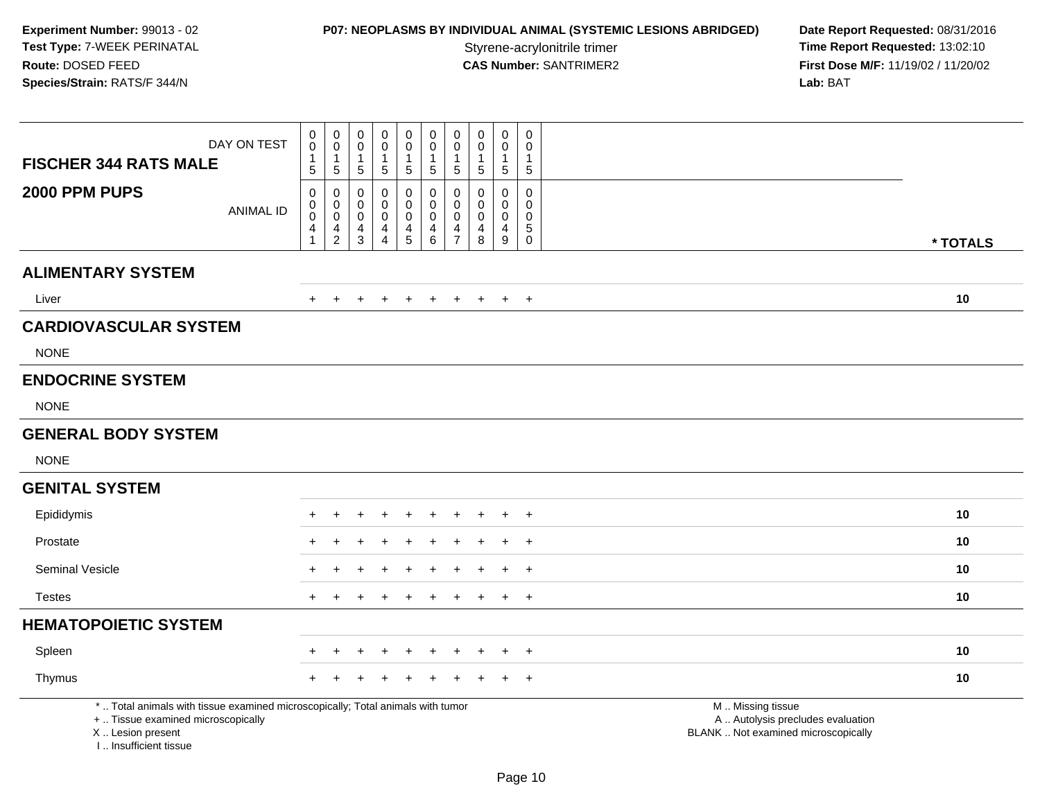**Experiment Number:** 99013 - 02
**Test Type:** 7-WEEK PERINATAL
**Route:** DOSED FEED
**Species/Strain:** RATS/F 344/N

**P07: NEOPLASMS BY INDIVIDUAL ANIMAL (SYSTEMIC LESIONS ABRIDGED)**
Styrene-acrylonitrile trimer
**CAS Number:** SANTRIMER2

**Date Report Requested:** 08/31/2016
**Time Report Requested:** 13:02:10
**First Dose M/F:** 11/19/02 / 11/20/02
**Lab:** BAT

| FISCHER 344 RATS MALE / 2000 PPM PUPS | | | | | | | | | | | |
|---|---|---|---|---|---|---|---|---|---|---|---|
| DAY ON TEST | 0015 | 0015 | 0015 | 0015 | 0015 | 0015 | 0015 | 0015 | 0015 | 0015 | |
| ANIMAL ID | 00041 | 00042 | 00043 | 00044 | 00045 | 00046 | 00047 | 00048 | 00049 | 00050 | * TOTALS |
| **ALIMENTARY SYSTEM** | | | | | | | | | | | |
| Liver | + | + | + | + | + | + | + | + | + | + | 10 |
| **CARDIOVASCULAR SYSTEM** | | | | | | | | | | | |
| NONE | | | | | | | | | | | |
| **ENDOCRINE SYSTEM** | | | | | | | | | | | |
| NONE | | | | | | | | | | | |
| **GENERAL BODY SYSTEM** | | | | | | | | | | | |
| NONE | | | | | | | | | | | |
| **GENITAL SYSTEM** | | | | | | | | | | | |
| Epididymis | + | + | + | + | + | + | + | + | + | + | 10 |
| Prostate | + | + | + | + | + | + | + | + | + | + | 10 |
| Seminal Vesicle | + | + | + | + | + | + | + | + | + | + | 10 |
| Testes | + | + | + | + | + | + | + | + | + | + | 10 |
| **HEMATOPOIETIC SYSTEM** | | | | | | | | | | | |
| Spleen | + | + | + | + | + | + | + | + | + | + | 10 |
| Thymus | + | + | + | + | + | + | + | + | + | + | 10 |

\* .. Total animals with tissue examined microscopically; Total animals with tumor
\+ .. Tissue examined microscopically
X .. Lesion present
I .. Insufficient tissue

M .. Missing tissue
A .. Autolysis precludes evaluation
BLANK .. Not examined microscopically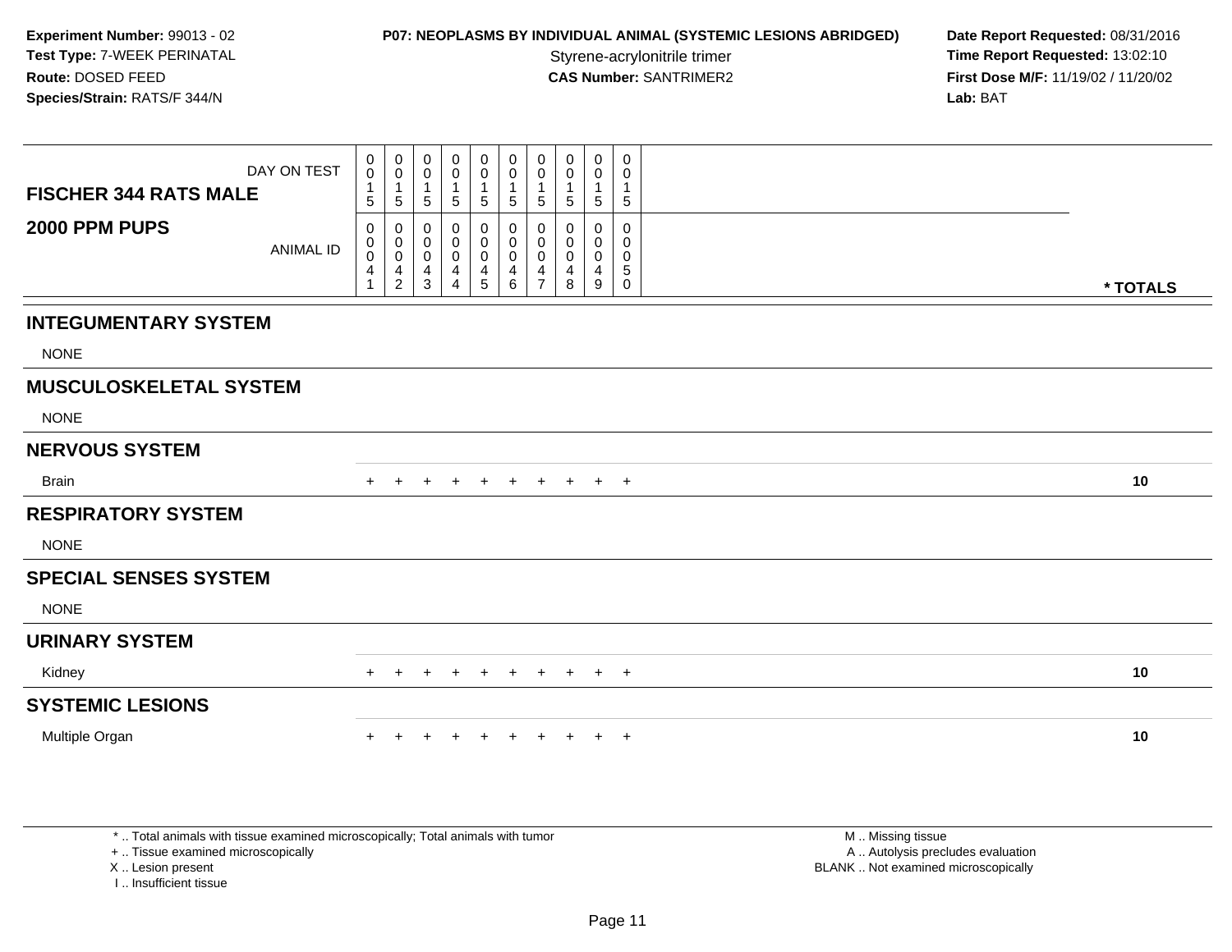**Experiment Number:** 99013 - 02
**Test Type:** 7-WEEK PERINATAL
**Route:** DOSED FEED
**Species/Strain:** RATS/F 344/N

**P07: NEOPLASMS BY INDIVIDUAL ANIMAL (SYSTEMIC LESIONS ABRIDGED)**
Styrene-acrylonitrile trimer
**CAS Number:** SANTRIMER2

**Date Report Requested:** 08/31/2016
**Time Report Requested:** 13:02:10
**First Dose M/F:** 11/19/02 / 11/20/02
**Lab:** BAT

| FISCHER 344 RATS MALE / 2000 PPM PUPS | | | | | | | | | | | |
|---|---|---|---|---|---|---|---|---|---|---|---|
| DAY ON TEST | 0015 | 0015 | 0015 | 0015 | 0015 | 0015 | 0015 | 0015 | 0015 | 0015 | |
| ANIMAL ID | 00041 | 00042 | 00043 | 00044 | 00045 | 00046 | 00047 | 00048 | 00049 | 00050 | * TOTALS |
| **INTEGUMENTARY SYSTEM** | | | | | | | | | | | |
| NONE | | | | | | | | | | | |
| **MUSCULOSKELETAL SYSTEM** | | | | | | | | | | | |
| NONE | | | | | | | | | | | |
| **NERVOUS SYSTEM** | | | | | | | | | | | |
| Brain | + | + | + | + | + | + | + | + | + | + | 10 |
| **RESPIRATORY SYSTEM** | | | | | | | | | | | |
| NONE | | | | | | | | | | | |
| **SPECIAL SENSES SYSTEM** | | | | | | | | | | | |
| NONE | | | | | | | | | | | |
| **URINARY SYSTEM** | | | | | | | | | | | |
| Kidney | + | + | + | + | + | + | + | + | + | + | 10 |
| **SYSTEMIC LESIONS** | | | | | | | | | | | |
| Multiple Organ | + | + | + | + | + | + | + | + | + | + | 10 |

* .. Total animals with tissue examined microscopically; Total animals with tumor
+ .. Tissue examined microscopically
X .. Lesion present
I .. Insufficient tissue

M .. Missing tissue
A .. Autolysis precludes evaluation
BLANK .. Not examined microscopically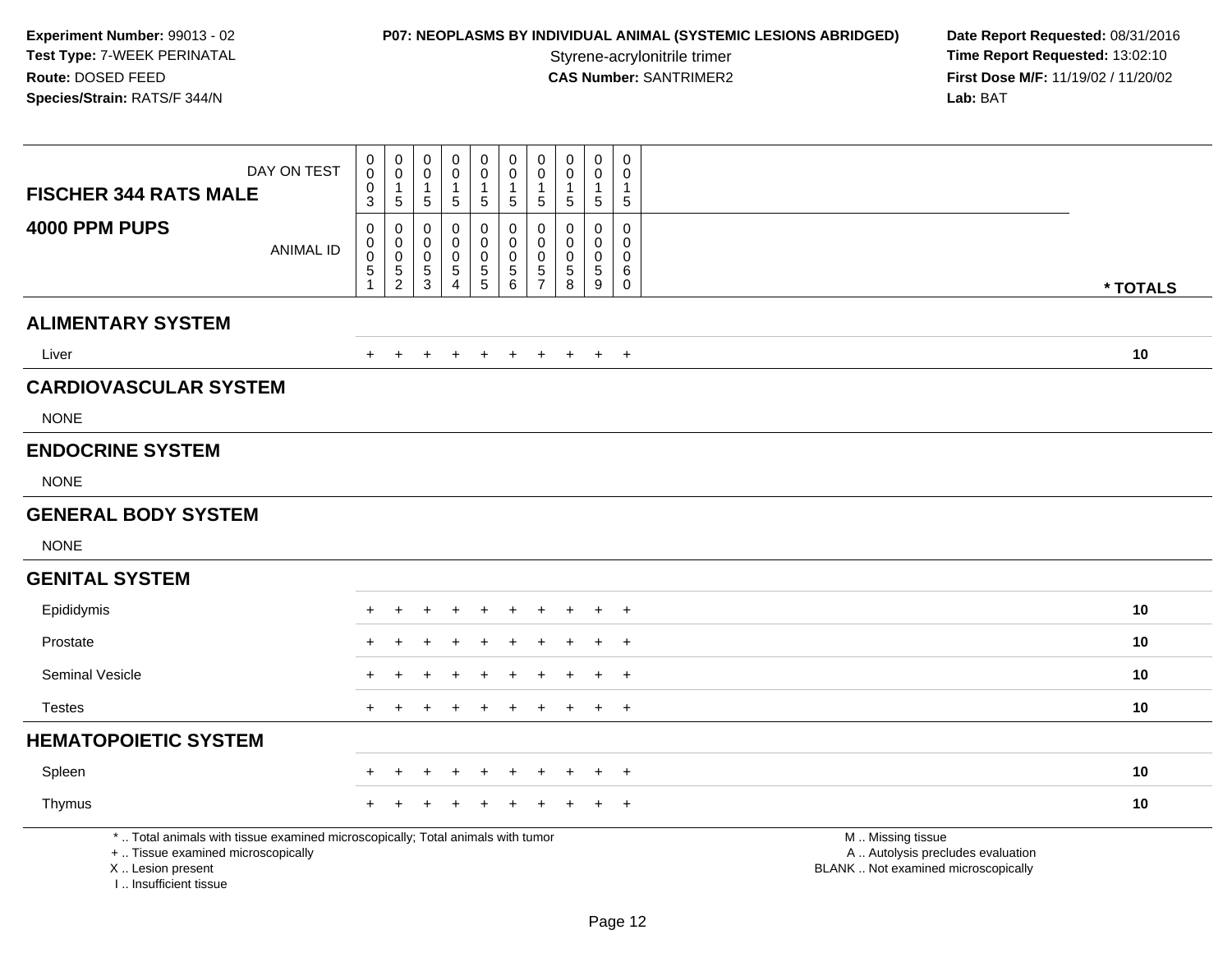**Experiment Number:** 99013 - 02
**Test Type:** 7-WEEK PERINATAL
**Route:** DOSED FEED
**Species/Strain:** RATS/F 344/N

**P07: NEOPLASMS BY INDIVIDUAL ANIMAL (SYSTEMIC LESIONS ABRIDGED)**
Styrene-acrylonitrile trimer
**CAS Number:** SANTRIMER2

**Date Report Requested:** 08/31/2016
**Time Report Requested:** 13:02:10
**First Dose M/F:** 11/19/02 / 11/20/02
**Lab:** BAT

| FISCHER 344 RATS MALE — DAY ON TEST | 0003 | 0015 | 0015 | 0015 | 0015 | 0015 | 0015 | 0015 | 0015 | 0015 | |
|---|---|---|---|---|---|---|---|---|---|---|---|
| **4000 PPM PUPS** — ANIMAL ID | 00051 | 00052 | 00053 | 00054 | 00055 | 00056 | 00057 | 00058 | 00059 | 00060 | *** TOTALS** |
| **ALIMENTARY SYSTEM** | | | | | | | | | | | |
| Liver | + | + | + | + | + | + | + | + | + | + | 10 |
| **CARDIOVASCULAR SYSTEM** | | | | | | | | | | | |
| NONE | | | | | | | | | | | |
| **ENDOCRINE SYSTEM** | | | | | | | | | | | |
| NONE | | | | | | | | | | | |
| **GENERAL BODY SYSTEM** | | | | | | | | | | | |
| NONE | | | | | | | | | | | |
| **GENITAL SYSTEM** | | | | | | | | | | | |
| Epididymis | + | + | + | + | + | + | + | + | + | + | 10 |
| Prostate | + | + | + | + | + | + | + | + | + | + | 10 |
| Seminal Vesicle | + | + | + | + | + | + | + | + | + | + | 10 |
| Testes | + | + | + | + | + | + | + | + | + | + | 10 |
| **HEMATOPOIETIC SYSTEM** | | | | | | | | | | | |
| Spleen | + | + | + | + | + | + | + | + | + | + | 10 |
| Thymus | + | + | + | + | + | + | + | + | + | + | 10 |

* .. Total animals with tissue examined microscopically; Total animals with tumor
+ .. Tissue examined microscopically
X .. Lesion present
I .. Insufficient tissue

M .. Missing tissue
A .. Autolysis precludes evaluation
BLANK .. Not examined microscopically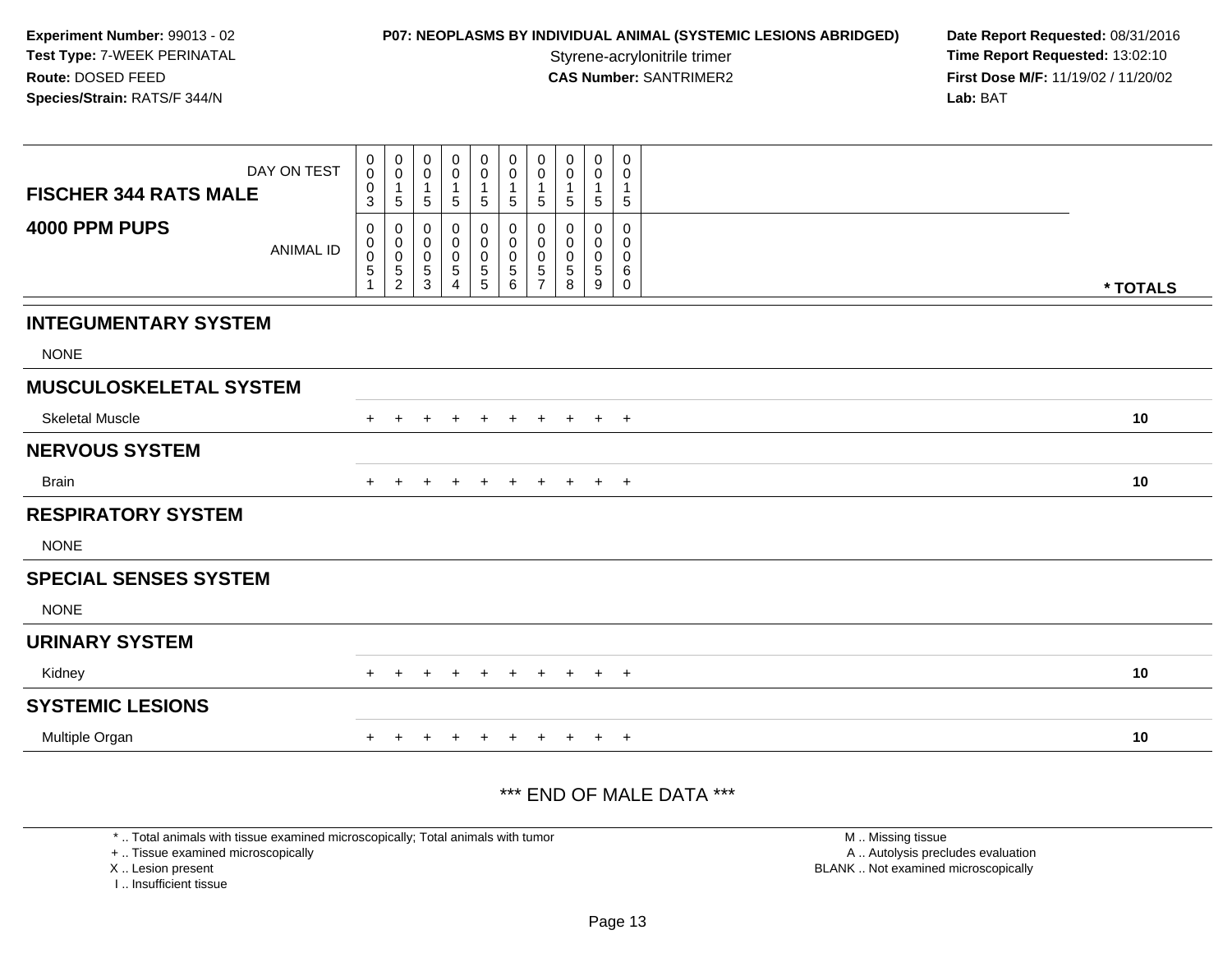**Experiment Number:** 99013 - 02
**Test Type:** 7-WEEK PERINATAL
**Route:** DOSED FEED
**Species/Strain:** RATS/F 344/N

**P07: NEOPLASMS BY INDIVIDUAL ANIMAL (SYSTEMIC LESIONS ABRIDGED)**
Styrene-acrylonitrile trimer
**CAS Number:** SANTRIMER2

**Date Report Requested:** 08/31/2016
**Time Report Requested:** 13:02:10
**First Dose M/F:** 11/19/02 / 11/20/02
**Lab:** BAT

| FISCHER 344 RATS MALE — DAY ON TEST | 0003 | 0015 | 0015 | 0015 | 0015 | 0015 | 0015 | 0015 | 0015 | 0015 | |
|---|---|---|---|---|---|---|---|---|---|---|---|
| **4000 PPM PUPS** — ANIMAL ID | 00051 | 00052 | 00053 | 00054 | 00055 | 00056 | 00057 | 00058 | 00059 | 00060 | *** TOTALS** |
| **INTEGUMENTARY SYSTEM** | | | | | | | | | | | |
| NONE | | | | | | | | | | | |
| **MUSCULOSKELETAL SYSTEM** | | | | | | | | | | | |
| Skeletal Muscle | + | + | + | + | + | + | + | + | + | + | **10** |
| **NERVOUS SYSTEM** | | | | | | | | | | | |
| Brain | + | + | + | + | + | + | + | + | + | + | **10** |
| **RESPIRATORY SYSTEM** | | | | | | | | | | | |
| NONE | | | | | | | | | | | |
| **SPECIAL SENSES SYSTEM** | | | | | | | | | | | |
| NONE | | | | | | | | | | | |
| **URINARY SYSTEM** | | | | | | | | | | | |
| Kidney | + | + | + | + | + | + | + | + | + | + | **10** |
| **SYSTEMIC LESIONS** | | | | | | | | | | | |
| Multiple Organ | + | + | + | + | + | + | + | + | + | + | **10** |

*** END OF MALE DATA ***

* .. Total animals with tissue examined microscopically; Total animals with tumor
+ .. Tissue examined microscopically
X .. Lesion present
I .. Insufficient tissue

M .. Missing tissue
A .. Autolysis precludes evaluation
BLANK .. Not examined microscopically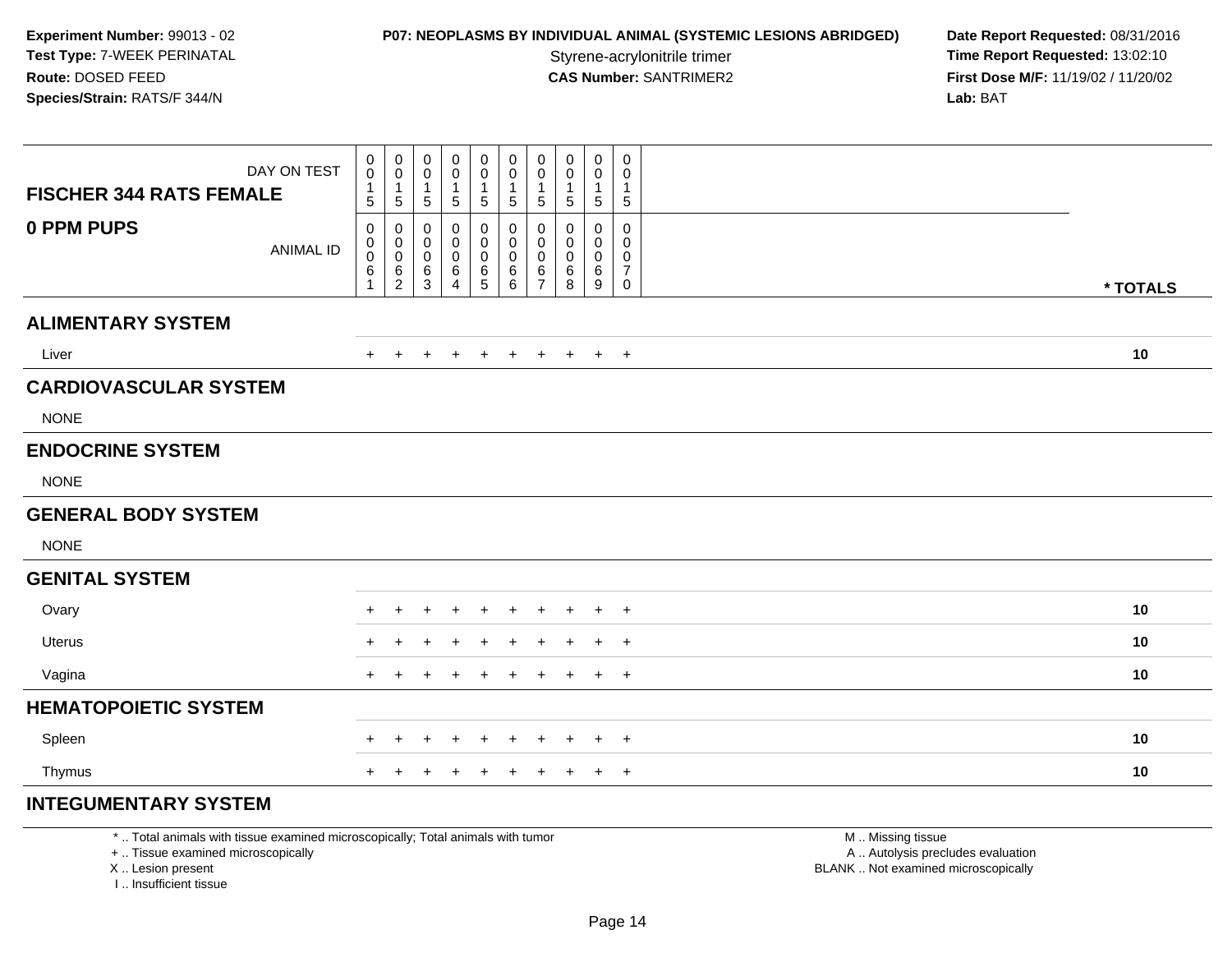**Experiment Number:** 99013 - 02
**Test Type:** 7-WEEK PERINATAL
**Route:** DOSED FEED
**Species/Strain:** RATS/F 344/N

**P07: NEOPLASMS BY INDIVIDUAL ANIMAL (SYSTEMIC LESIONS ABRIDGED)**
Styrene-acrylonitrile trimer
**CAS Number:** SANTRIMER2

**Date Report Requested:** 08/31/2016
**Time Report Requested:** 13:02:10
**First Dose M/F:** 11/19/02 / 11/20/02
**Lab:** BAT

| FISCHER 344 RATS FEMALE — DAY ON TEST | 0015 | 0015 | 0015 | 0015 | 0015 | 0015 | 0015 | 0015 | 0015 | 0015 | |
|---|---|---|---|---|---|---|---|---|---|---|---|
| **0 PPM PUPS** — ANIMAL ID | 00061 | 00062 | 00063 | 00064 | 00065 | 00066 | 00067 | 00068 | 00069 | 00070 | *** TOTALS** |
| **ALIMENTARY SYSTEM** | | | | | | | | | | | |
| Liver | + | + | + | + | + | + | + | + | + | + | **10** |
| **CARDIOVASCULAR SYSTEM** | | | | | | | | | | | |
| NONE | | | | | | | | | | | |
| **ENDOCRINE SYSTEM** | | | | | | | | | | | |
| NONE | | | | | | | | | | | |
| **GENERAL BODY SYSTEM** | | | | | | | | | | | |
| NONE | | | | | | | | | | | |
| **GENITAL SYSTEM** | | | | | | | | | | | |
| Ovary | + | + | + | + | + | + | + | + | + | + | **10** |
| Uterus | + | + | + | + | + | + | + | + | + | + | **10** |
| Vagina | + | + | + | + | + | + | + | + | + | + | **10** |
| **HEMATOPOIETIC SYSTEM** | | | | | | | | | | | |
| Spleen | + | + | + | + | + | + | + | + | + | + | **10** |
| Thymus | + | + | + | + | + | + | + | + | + | + | **10** |
| **INTEGUMENTARY SYSTEM** | | | | | | | | | | | |

* .. Total animals with tissue examined microscopically; Total animals with tumor
+ .. Tissue examined microscopically
X .. Lesion present
I .. Insufficient tissue

M .. Missing tissue
A .. Autolysis precludes evaluation
BLANK .. Not examined microscopically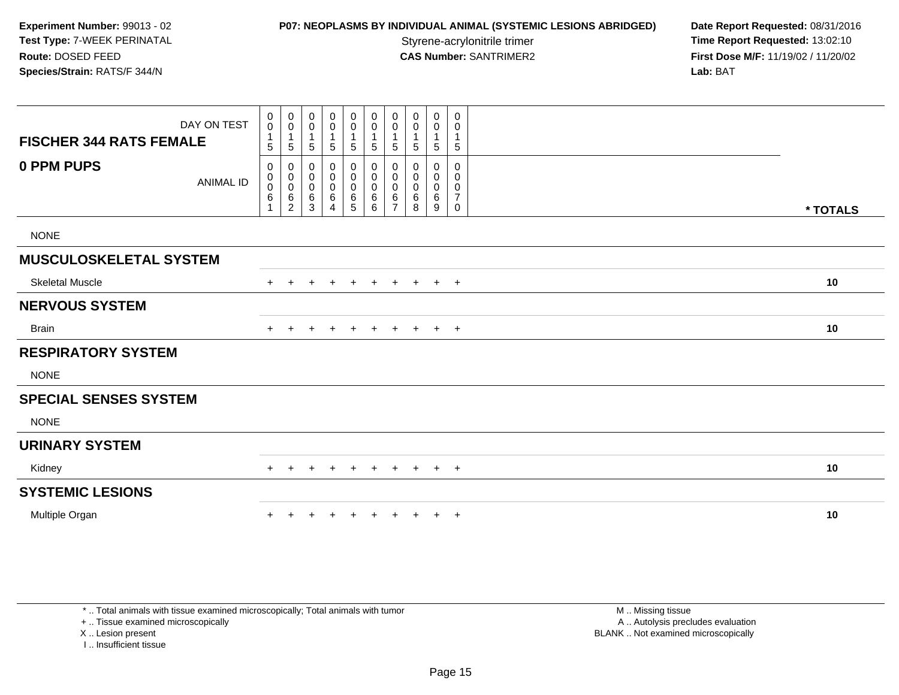**Experiment Number:** 99013 - 02
**Test Type:** 7-WEEK PERINATAL
**Route:** DOSED FEED
**Species/Strain:** RATS/F 344/N

**P07: NEOPLASMS BY INDIVIDUAL ANIMAL (SYSTEMIC LESIONS ABRIDGED)**
Styrene-acrylonitrile trimer
**CAS Number:** SANTRIMER2

**Date Report Requested:** 08/31/2016
**Time Report Requested:** 13:02:10
**First Dose M/F:** 11/19/02 / 11/20/02
**Lab:** BAT

| FISCHER 344 RATS FEMALE — DAY ON TEST | 0015 | 0015 | 0015 | 0015 | 0015 | 0015 | 0015 | 0015 | 0015 | 0015 | |
|---|---|---|---|---|---|---|---|---|---|---|---|
| **0 PPM PUPS** — ANIMAL ID | 00061 | 00062 | 00063 | 00064 | 00065 | 00066 | 00067 | 00068 | 00069 | 00070 | *** TOTALS** |
| NONE | | | | | | | | | | | |
| **MUSCULOSKELETAL SYSTEM** | | | | | | | | | | | |
| Skeletal Muscle | + | + | + | + | + | + | + | + | + | + | **10** |
| **NERVOUS SYSTEM** | | | | | | | | | | | |
| Brain | + | + | + | + | + | + | + | + | + | + | **10** |
| **RESPIRATORY SYSTEM** | | | | | | | | | | | |
| NONE | | | | | | | | | | | |
| **SPECIAL SENSES SYSTEM** | | | | | | | | | | | |
| NONE | | | | | | | | | | | |
| **URINARY SYSTEM** | | | | | | | | | | | |
| Kidney | + | + | + | + | + | + | + | + | + | + | **10** |
| **SYSTEMIC LESIONS** | | | | | | | | | | | |
| Multiple Organ | + | + | + | + | + | + | + | + | + | + | **10** |

* .. Total animals with tissue examined microscopically; Total animals with tumor
+ .. Tissue examined microscopically
X .. Lesion present
I .. Insufficient tissue

M .. Missing tissue
A .. Autolysis precludes evaluation
BLANK .. Not examined microscopically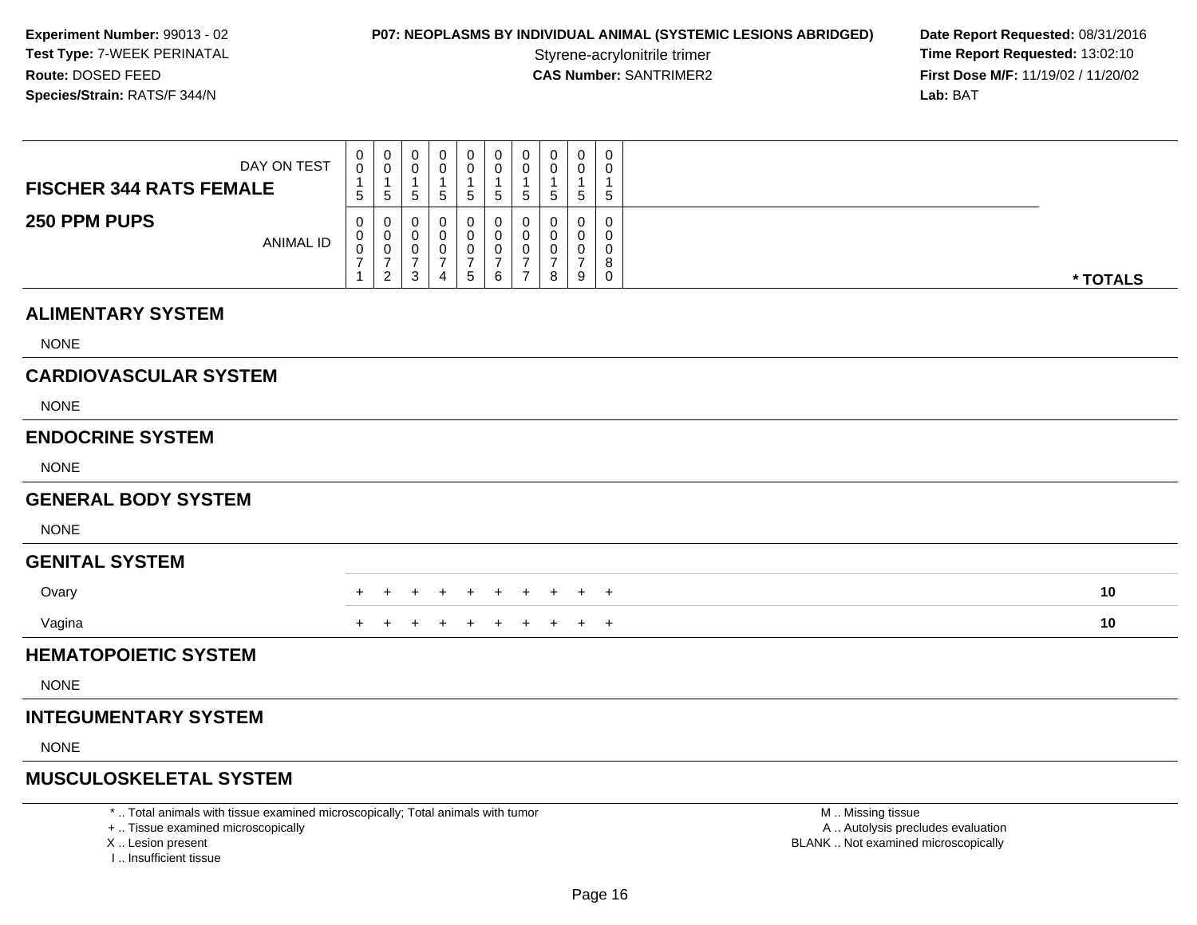**Experiment Number:** 99013 - 02
**Test Type:** 7-WEEK PERINATAL
**Route:** DOSED FEED
**Species/Strain:** RATS/F 344/N

**P07: NEOPLASMS BY INDIVIDUAL ANIMAL (SYSTEMIC LESIONS ABRIDGED)**
Styrene-acrylonitrile trimer
**CAS Number:** SANTRIMER2

**Date Report Requested:** 08/31/2016
**Time Report Requested:** 13:02:10
**First Dose M/F:** 11/19/02 / 11/20/02
**Lab:** BAT

| FISCHER 344 RATS FEMALE — DAY ON TEST | 0015 | 0015 | 0015 | 0015 | 0015 | 0015 | 0015 | 0015 | 0015 | 0015 | |
|---|---|---|---|---|---|---|---|---|---|---|---|
| **250 PPM PUPS** — ANIMAL ID | 00071 | 00072 | 00073 | 00074 | 00075 | 00076 | 00077 | 00078 | 00079 | 00080 | * TOTALS |
| **ALIMENTARY SYSTEM** | | | | | | | | | | | |
| NONE | | | | | | | | | | | |
| **CARDIOVASCULAR SYSTEM** | | | | | | | | | | | |
| NONE | | | | | | | | | | | |
| **ENDOCRINE SYSTEM** | | | | | | | | | | | |
| NONE | | | | | | | | | | | |
| **GENERAL BODY SYSTEM** | | | | | | | | | | | |
| NONE | | | | | | | | | | | |
| **GENITAL SYSTEM** | | | | | | | | | | | |
| Ovary | + | + | + | + | + | + | + | + | + | + | 10 |
| Vagina | + | + | + | + | + | + | + | + | + | + | 10 |
| **HEMATOPOIETIC SYSTEM** | | | | | | | | | | | |
| NONE | | | | | | | | | | | |
| **INTEGUMENTARY SYSTEM** | | | | | | | | | | | |
| NONE | | | | | | | | | | | |
| **MUSCULOSKELETAL SYSTEM** | | | | | | | | | | | |

* .. Total animals with tissue examined microscopically; Total animals with tumor
+ .. Tissue examined microscopically
X .. Lesion present
I .. Insufficient tissue

M .. Missing tissue
A .. Autolysis precludes evaluation
BLANK .. Not examined microscopically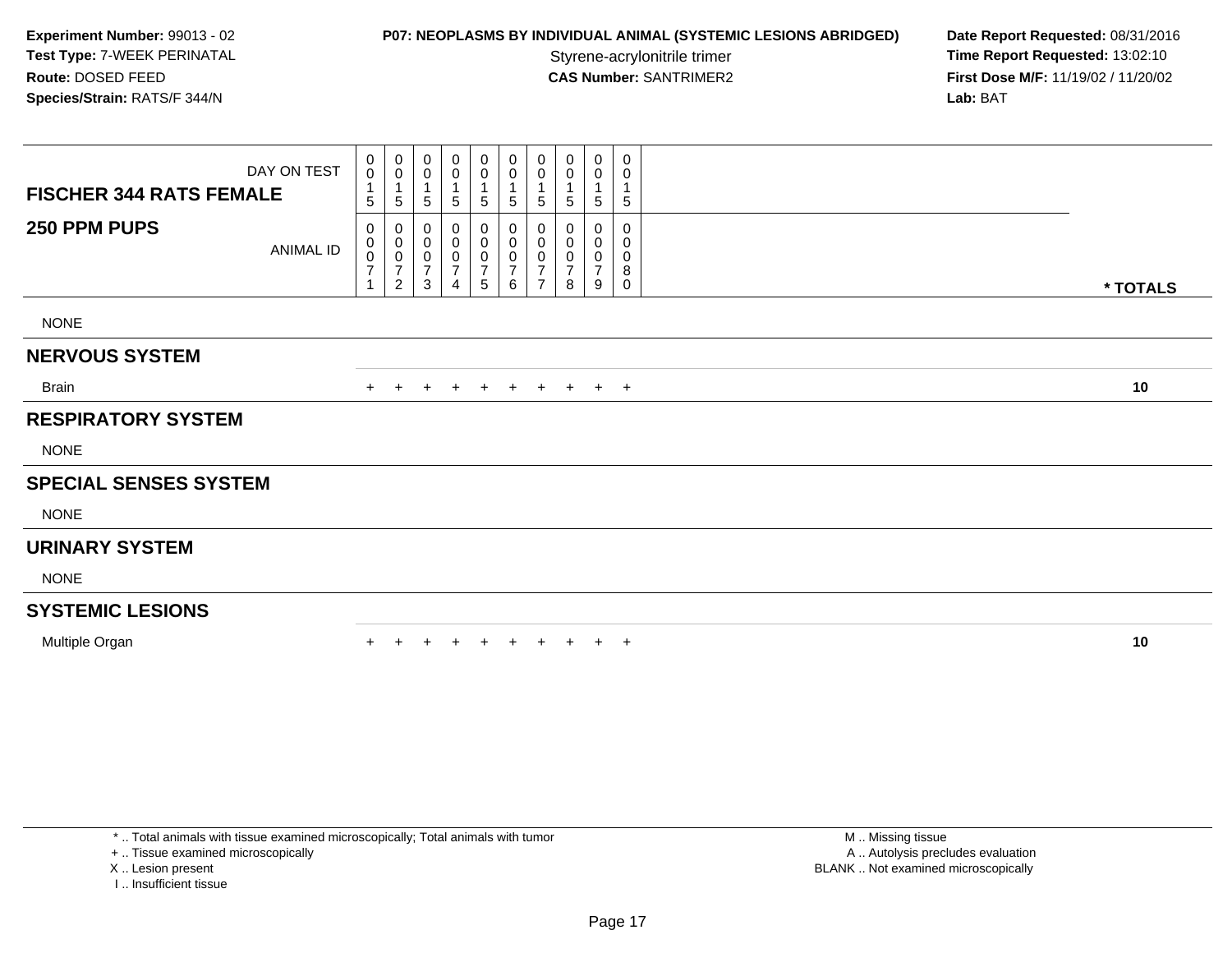**Experiment Number:** 99013 - 02
**Test Type:** 7-WEEK PERINATAL
**Route:** DOSED FEED
**Species/Strain:** RATS/F 344/N

**P07: NEOPLASMS BY INDIVIDUAL ANIMAL (SYSTEMIC LESIONS ABRIDGED)**
Styrene-acrylonitrile trimer
**CAS Number:** SANTRIMER2

**Date Report Requested:** 08/31/2016
**Time Report Requested:** 13:02:10
**First Dose M/F:** 11/19/02 / 11/20/02
**Lab:** BAT

| FISCHER 344 RATS FEMALE — DAY ON TEST | 0015 | 0015 | 0015 | 0015 | 0015 | 0015 | 0015 | 0015 | 0015 | 0015 | |
|---|---|---|---|---|---|---|---|---|---|---|---|
| **250 PPM PUPS** — ANIMAL ID | 00071 | 00072 | 00073 | 00074 | 00075 | 00076 | 00077 | 00078 | 00079 | 00080 | **\* TOTALS** |
| NONE | | | | | | | | | | | |
| **NERVOUS SYSTEM** | | | | | | | | | | | |
| Brain | + | + | + | + | + | + | + | + | + | + | **10** |
| **RESPIRATORY SYSTEM** | | | | | | | | | | | |
| NONE | | | | | | | | | | | |
| **SPECIAL SENSES SYSTEM** | | | | | | | | | | | |
| NONE | | | | | | | | | | | |
| **URINARY SYSTEM** | | | | | | | | | | | |
| NONE | | | | | | | | | | | |
| **SYSTEMIC LESIONS** | | | | | | | | | | | |
| Multiple Organ | + | + | + | + | + | + | + | + | + | + | **10** |

* .. Total animals with tissue examined microscopically; Total animals with tumor
+ .. Tissue examined microscopically
X .. Lesion present
I .. Insufficient tissue

M .. Missing tissue
A .. Autolysis precludes evaluation
BLANK .. Not examined microscopically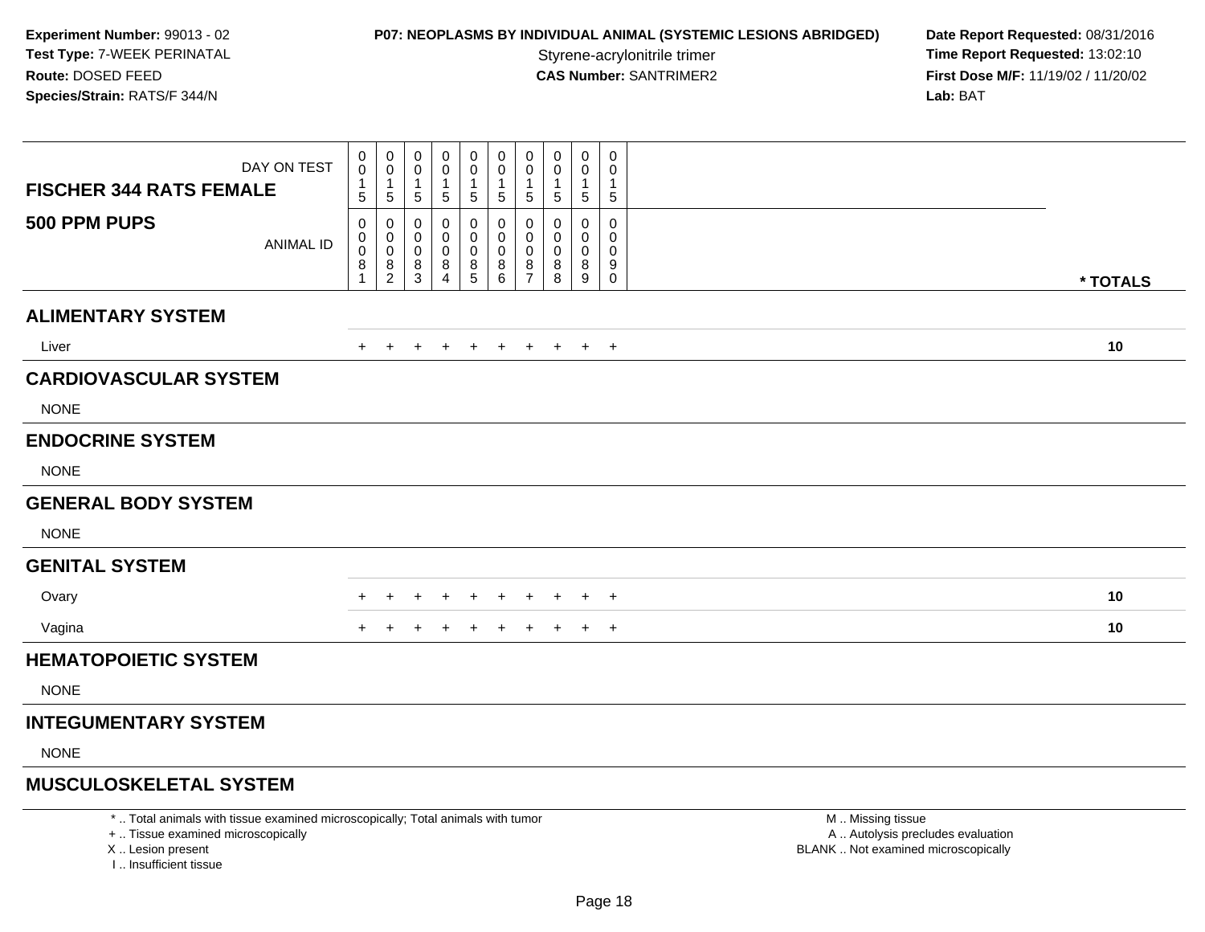**Experiment Number:** 99013 - 02
**Test Type:** 7-WEEK PERINATAL
**Route:** DOSED FEED
**Species/Strain:** RATS/F 344/N

**P07: NEOPLASMS BY INDIVIDUAL ANIMAL (SYSTEMIC LESIONS ABRIDGED)**
Styrene-acrylonitrile trimer
**CAS Number:** SANTRIMER2

**Date Report Requested:** 08/31/2016
**Time Report Requested:** 13:02:10
**First Dose M/F:** 11/19/02 / 11/20/02
**Lab:** BAT

| FISCHER 344 RATS FEMALE 500 PPM PUPS | | | | | | | | | | | |
|---|---|---|---|---|---|---|---|---|---|---|---|
| DAY ON TEST | 0015 | 0015 | 0015 | 0015 | 0015 | 0015 | 0015 | 0015 | 0015 | 0015 | |
| ANIMAL ID | 00081 | 00082 | 00083 | 00084 | 00085 | 00086 | 00087 | 00088 | 00089 | 00090 | * TOTALS |
| **ALIMENTARY SYSTEM** | | | | | | | | | | | |
| Liver | + | + | + | + | + | + | + | + | + | + | 10 |
| **CARDIOVASCULAR SYSTEM** | | | | | | | | | | | |
| NONE | | | | | | | | | | | |
| **ENDOCRINE SYSTEM** | | | | | | | | | | | |
| NONE | | | | | | | | | | | |
| **GENERAL BODY SYSTEM** | | | | | | | | | | | |
| NONE | | | | | | | | | | | |
| **GENITAL SYSTEM** | | | | | | | | | | | |
| Ovary | + | + | + | + | + | + | + | + | + | + | 10 |
| Vagina | + | + | + | + | + | + | + | + | + | + | 10 |
| **HEMATOPOIETIC SYSTEM** | | | | | | | | | | | |
| NONE | | | | | | | | | | | |
| **INTEGUMENTARY SYSTEM** | | | | | | | | | | | |
| NONE | | | | | | | | | | | |
| **MUSCULOSKELETAL SYSTEM** | | | | | | | | | | | |

* .. Total animals with tissue examined microscopically; Total animals with tumor
+ .. Tissue examined microscopically
X .. Lesion present
I .. Insufficient tissue

M .. Missing tissue
A .. Autolysis precludes evaluation
BLANK .. Not examined microscopically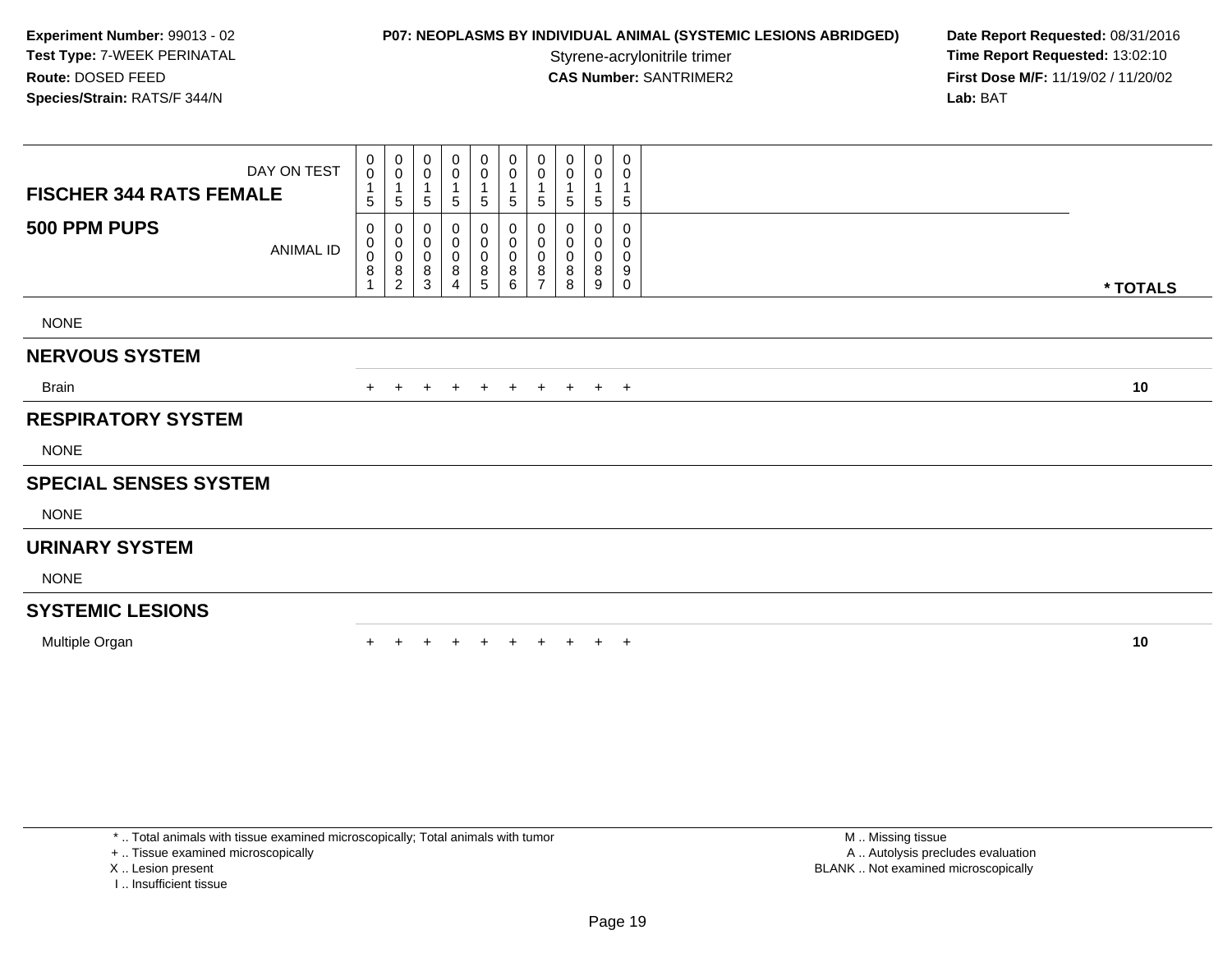**Experiment Number:** 99013 - 02
**Test Type:** 7-WEEK PERINATAL
**Route:** DOSED FEED
**Species/Strain:** RATS/F 344/N

**P07: NEOPLASMS BY INDIVIDUAL ANIMAL (SYSTEMIC LESIONS ABRIDGED)**
Styrene-acrylonitrile trimer
**CAS Number:** SANTRIMER2

**Date Report Requested:** 08/31/2016
**Time Report Requested:** 13:02:10
**First Dose M/F:** 11/19/02 / 11/20/02
**Lab:** BAT

| FISCHER 344 RATS FEMALE — DAY ON TEST | 0015 | 0015 | 0015 | 0015 | 0015 | 0015 | 0015 | 0015 | 0015 | 0015 | |
|---|---|---|---|---|---|---|---|---|---|---|---|
| **500 PPM PUPS** — ANIMAL ID | 00081 | 00082 | 00083 | 00084 | 00085 | 00086 | 00087 | 00088 | 00089 | 00090 | * TOTALS |
| NONE | | | | | | | | | | | |
| **NERVOUS SYSTEM** | | | | | | | | | | | |
| Brain | + | + | + | + | + | + | + | + | + | + | 10 |
| **RESPIRATORY SYSTEM** | | | | | | | | | | | |
| NONE | | | | | | | | | | | |
| **SPECIAL SENSES SYSTEM** | | | | | | | | | | | |
| NONE | | | | | | | | | | | |
| **URINARY SYSTEM** | | | | | | | | | | | |
| NONE | | | | | | | | | | | |
| **SYSTEMIC LESIONS** | | | | | | | | | | | |
| Multiple Organ | + | + | + | + | + | + | + | + | + | + | 10 |

\* .. Total animals with tissue examined microscopically; Total animals with tumor
\+ .. Tissue examined microscopically
X .. Lesion present
I .. Insufficient tissue

M .. Missing tissue
A .. Autolysis precludes evaluation
BLANK .. Not examined microscopically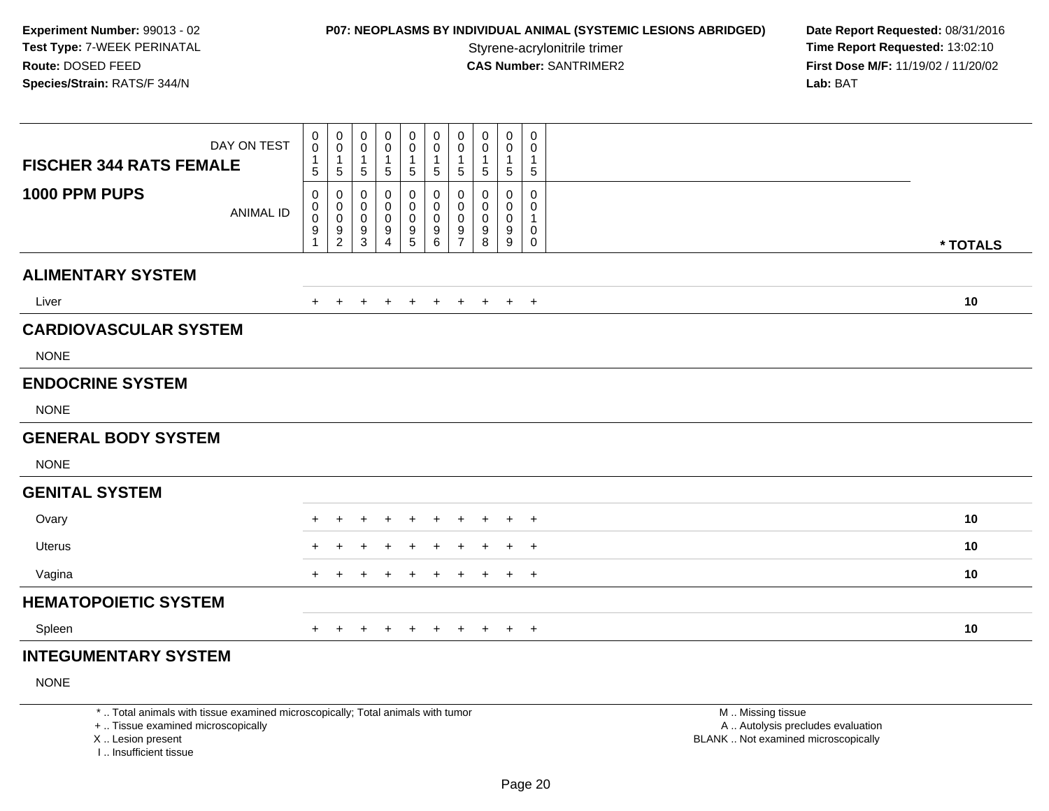**Experiment Number:** 99013 - 02
**Test Type:** 7-WEEK PERINATAL
**Route:** DOSED FEED
**Species/Strain:** RATS/F 344/N

**P07: NEOPLASMS BY INDIVIDUAL ANIMAL (SYSTEMIC LESIONS ABRIDGED)**
Styrene-acrylonitrile trimer
**CAS Number:** SANTRIMER2

**Date Report Requested:** 08/31/2016
**Time Report Requested:** 13:02:10
**First Dose M/F:** 11/19/02 / 11/20/02
**Lab:** BAT

| FISCHER 344 RATS FEMALE / 1000 PPM PUPS | | | | | | | | | | | |
|---|---|---|---|---|---|---|---|---|---|---|---|
| DAY ON TEST | 0015 | 0015 | 0015 | 0015 | 0015 | 0015 | 0015 | 0015 | 0015 | 0015 | |
| ANIMAL ID | 00091 | 00092 | 00093 | 00094 | 00095 | 00096 | 00097 | 00098 | 00099 | 00100 | * TOTALS |
| **ALIMENTARY SYSTEM** | | | | | | | | | | | |
| Liver | + | + | + | + | + | + | + | + | + | + | 10 |
| **CARDIOVASCULAR SYSTEM** | | | | | | | | | | | |
| NONE | | | | | | | | | | | |
| **ENDOCRINE SYSTEM** | | | | | | | | | | | |
| NONE | | | | | | | | | | | |
| **GENERAL BODY SYSTEM** | | | | | | | | | | | |
| NONE | | | | | | | | | | | |
| **GENITAL SYSTEM** | | | | | | | | | | | |
| Ovary | + | + | + | + | + | + | + | + | + | + | 10 |
| Uterus | + | + | + | + | + | + | + | + | + | + | 10 |
| Vagina | + | + | + | + | + | + | + | + | + | + | 10 |
| **HEMATOPOIETIC SYSTEM** | | | | | | | | | | | |
| Spleen | + | + | + | + | + | + | + | + | + | + | 10 |
| **INTEGUMENTARY SYSTEM** | | | | | | | | | | | |
| NONE | | | | | | | | | | | |

* .. Total animals with tissue examined microscopically; Total animals with tumor
+ .. Tissue examined microscopically
X .. Lesion present
I .. Insufficient tissue

M .. Missing tissue
A .. Autolysis precludes evaluation
BLANK .. Not examined microscopically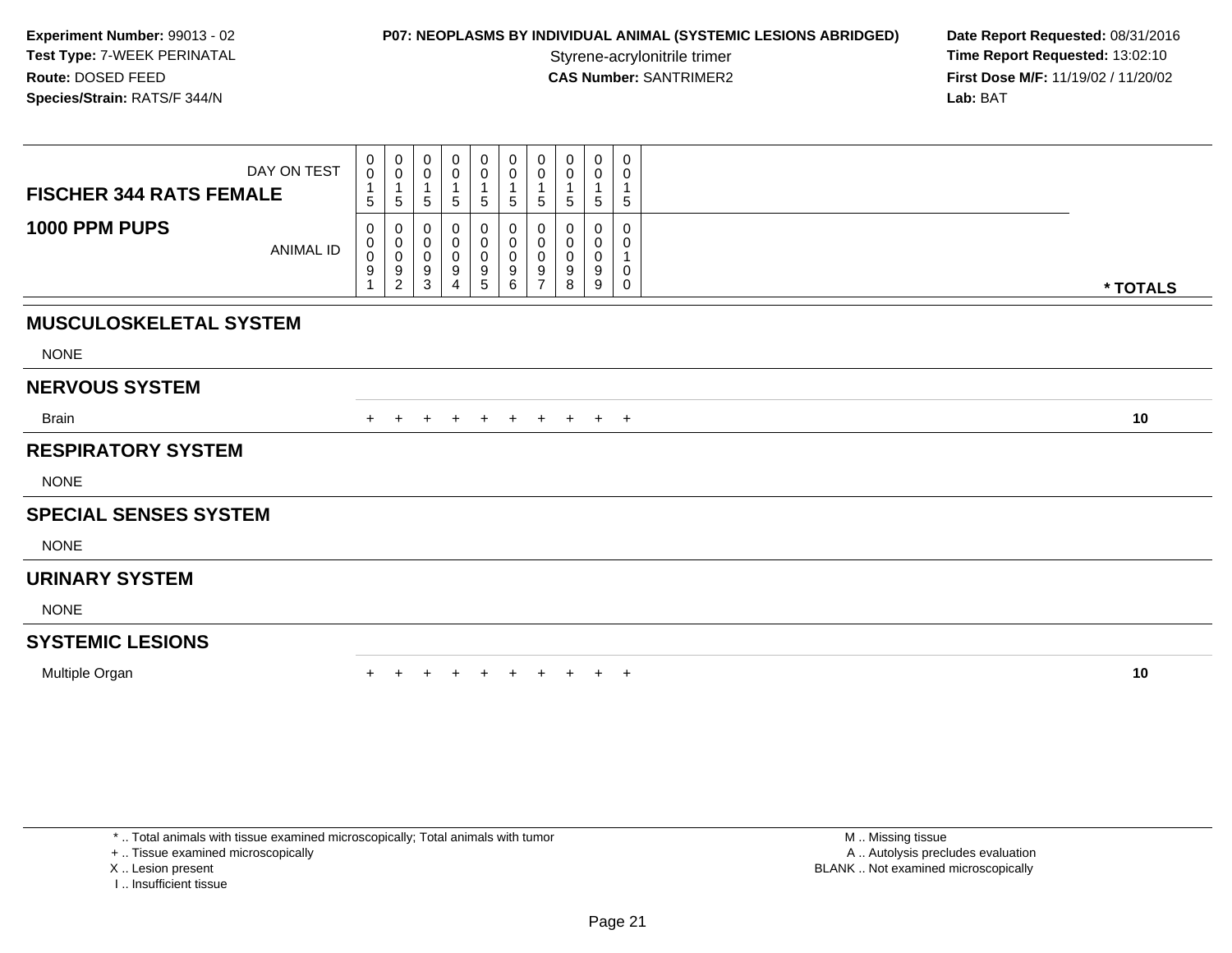**Experiment Number:** 99013 - 02
**Test Type:** 7-WEEK PERINATAL
**Route:** DOSED FEED
**Species/Strain:** RATS/F 344/N

**P07: NEOPLASMS BY INDIVIDUAL ANIMAL (SYSTEMIC LESIONS ABRIDGED)**
Styrene-acrylonitrile trimer
**CAS Number:** SANTRIMER2

**Date Report Requested:** 08/31/2016
**Time Report Requested:** 13:02:10
**First Dose M/F:** 11/19/02 / 11/20/02
**Lab:** BAT

| **FISCHER 344 RATS FEMALE** DAY ON TEST | 0015 | 0015 | 0015 | 0015 | 0015 | 0015 | 0015 | 0015 | 0015 | 0015 | |
|---|---|---|---|---|---|---|---|---|---|---|---|
| **1000 PPM PUPS** ANIMAL ID | 00091 | 00092 | 00093 | 00094 | 00095 | 00096 | 00097 | 00098 | 00099 | 00100 | *** TOTALS** |
| **MUSCULOSKELETAL SYSTEM** | | | | | | | | | | | |
| NONE | | | | | | | | | | | |
| **NERVOUS SYSTEM** | | | | | | | | | | | |
| Brain | + | + | + | + | + | + | + | + | + | + | **10** |
| **RESPIRATORY SYSTEM** | | | | | | | | | | | |
| NONE | | | | | | | | | | | |
| **SPECIAL SENSES SYSTEM** | | | | | | | | | | | |
| NONE | | | | | | | | | | | |
| **URINARY SYSTEM** | | | | | | | | | | | |
| NONE | | | | | | | | | | | |
| **SYSTEMIC LESIONS** | | | | | | | | | | | |
| Multiple Organ | + | + | + | + | + | + | + | + | + | + | **10** |

* .. Total animals with tissue examined microscopically; Total animals with tumor
+ .. Tissue examined microscopically
X .. Lesion present
I .. Insufficient tissue

M .. Missing tissue
A .. Autolysis precludes evaluation
BLANK .. Not examined microscopically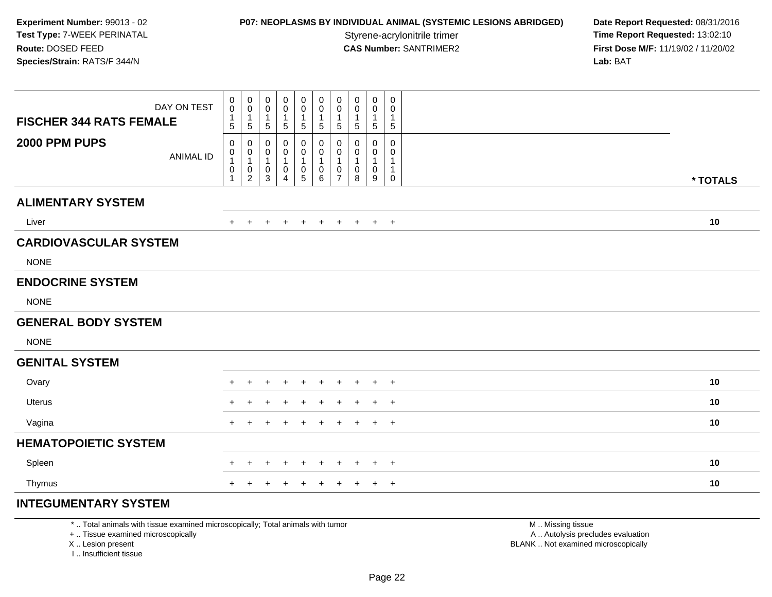**Experiment Number:** 99013 - 02
**Test Type:** 7-WEEK PERINATAL
**Route:** DOSED FEED
**Species/Strain:** RATS/F 344/N

**P07: NEOPLASMS BY INDIVIDUAL ANIMAL (SYSTEMIC LESIONS ABRIDGED)**
Styrene-acrylonitrile trimer
**CAS Number:** SANTRIMER2

**Date Report Requested:** 08/31/2016
**Time Report Requested:** 13:02:10
**First Dose M/F:** 11/19/02 / 11/20/02
**Lab:** BAT

| **FISCHER 344 RATS FEMALE** DAY ON TEST | 0015 | 0015 | 0015 | 0015 | 0015 | 0015 | 0015 | 0015 | 0015 | 0015 | |
|---|---|---|---|---|---|---|---|---|---|---|---|
| **2000 PPM PUPS** ANIMAL ID | 00101 | 00102 | 00103 | 00104 | 00105 | 00106 | 00107 | 00108 | 00109 | 00110 | *** TOTALS** |
| **ALIMENTARY SYSTEM** | | | | | | | | | | | |
| Liver | + | + | + | + | + | + | + | + | + | + | **10** |
| **CARDIOVASCULAR SYSTEM** | | | | | | | | | | | |
| NONE | | | | | | | | | | | |
| **ENDOCRINE SYSTEM** | | | | | | | | | | | |
| NONE | | | | | | | | | | | |
| **GENERAL BODY SYSTEM** | | | | | | | | | | | |
| NONE | | | | | | | | | | | |
| **GENITAL SYSTEM** | | | | | | | | | | | |
| Ovary | + | + | + | + | + | + | + | + | + | + | **10** |
| Uterus | + | + | + | + | + | + | + | + | + | + | **10** |
| Vagina | + | + | + | + | + | + | + | + | + | + | **10** |
| **HEMATOPOIETIC SYSTEM** | | | | | | | | | | | |
| Spleen | + | + | + | + | + | + | + | + | + | + | **10** |
| Thymus | + | + | + | + | + | + | + | + | + | + | **10** |
| **INTEGUMENTARY SYSTEM** | | | | | | | | | | | |

* .. Total animals with tissue examined microscopically; Total animals with tumor
+ .. Tissue examined microscopically
X .. Lesion present
I .. Insufficient tissue

M .. Missing tissue
A .. Autolysis precludes evaluation
BLANK .. Not examined microscopically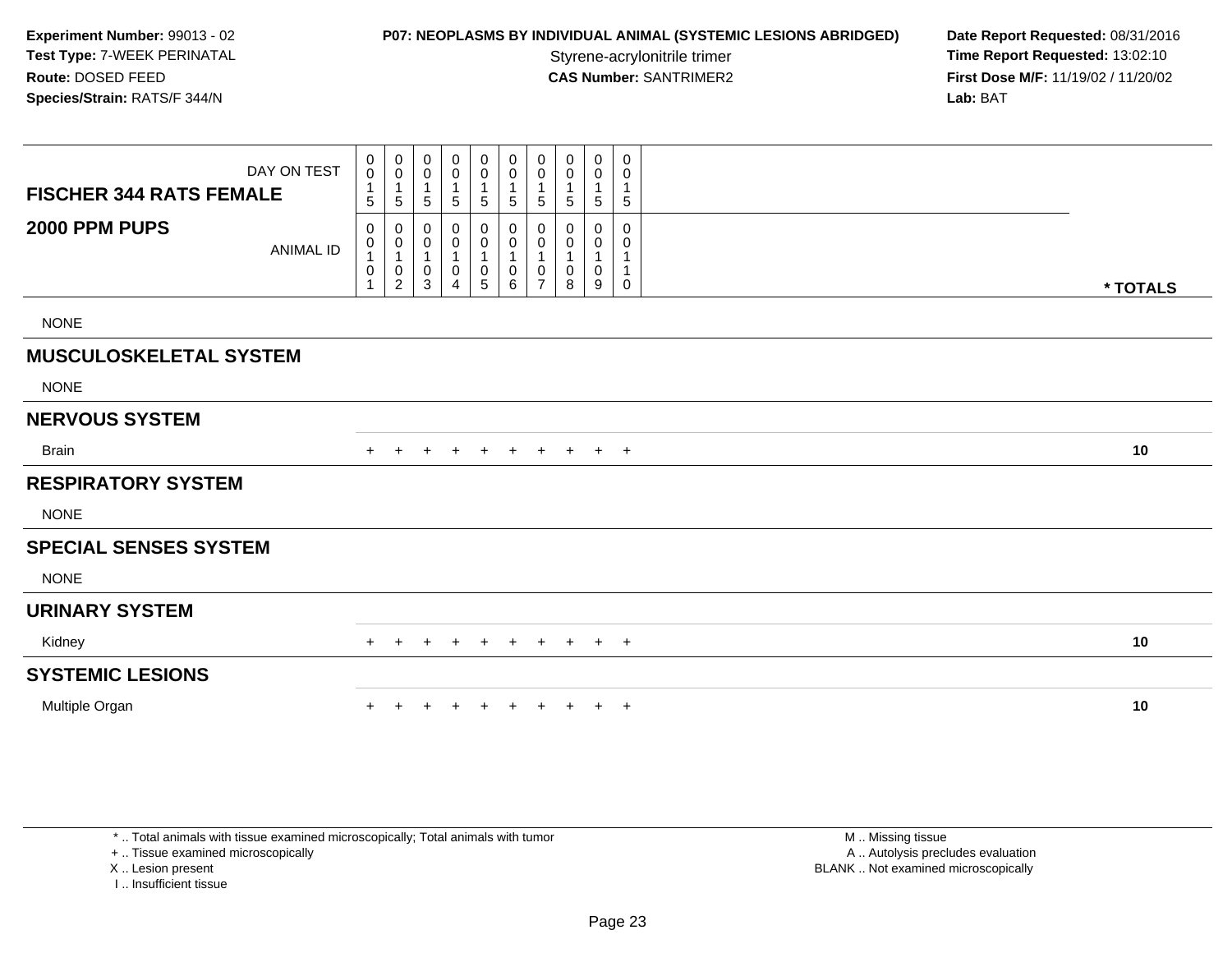**Experiment Number:** 99013 - 02
**Test Type:** 7-WEEK PERINATAL
**Route:** DOSED FEED
**Species/Strain:** RATS/F 344/N

**P07: NEOPLASMS BY INDIVIDUAL ANIMAL (SYSTEMIC LESIONS ABRIDGED)**
Styrene-acrylonitrile trimer
**CAS Number:** SANTRIMER2

**Date Report Requested:** 08/31/2016
**Time Report Requested:** 13:02:10
**First Dose M/F:** 11/19/02 / 11/20/02
**Lab:** BAT

| FISCHER 344 RATS FEMALE — DAY ON TEST | 0015 | 0015 | 0015 | 0015 | 0015 | 0015 | 0015 | 0015 | 0015 | 0015 | |
|---|---|---|---|---|---|---|---|---|---|---|---|
| **2000 PPM PUPS** — ANIMAL ID | 00101 | 00102 | 00103 | 00104 | 00105 | 00106 | 00107 | 00108 | 00109 | 00110 | **\* TOTALS** |
| NONE | | | | | | | | | | | |
| **MUSCULOSKELETAL SYSTEM** | | | | | | | | | | | |
| NONE | | | | | | | | | | | |
| **NERVOUS SYSTEM** | | | | | | | | | | | |
| Brain | + | + | + | + | + | + | + | + | + | + | **10** |
| **RESPIRATORY SYSTEM** | | | | | | | | | | | |
| NONE | | | | | | | | | | | |
| **SPECIAL SENSES SYSTEM** | | | | | | | | | | | |
| NONE | | | | | | | | | | | |
| **URINARY SYSTEM** | | | | | | | | | | | |
| Kidney | + | + | + | + | + | + | + | + | + | + | **10** |
| **SYSTEMIC LESIONS** | | | | | | | | | | | |
| Multiple Organ | + | + | + | + | + | + | + | + | + | + | **10** |

\* .. Total animals with tissue examined microscopically; Total animals with tumor
\+ .. Tissue examined microscopically
X .. Lesion present
I .. Insufficient tissue

M .. Missing tissue
A .. Autolysis precludes evaluation
BLANK .. Not examined microscopically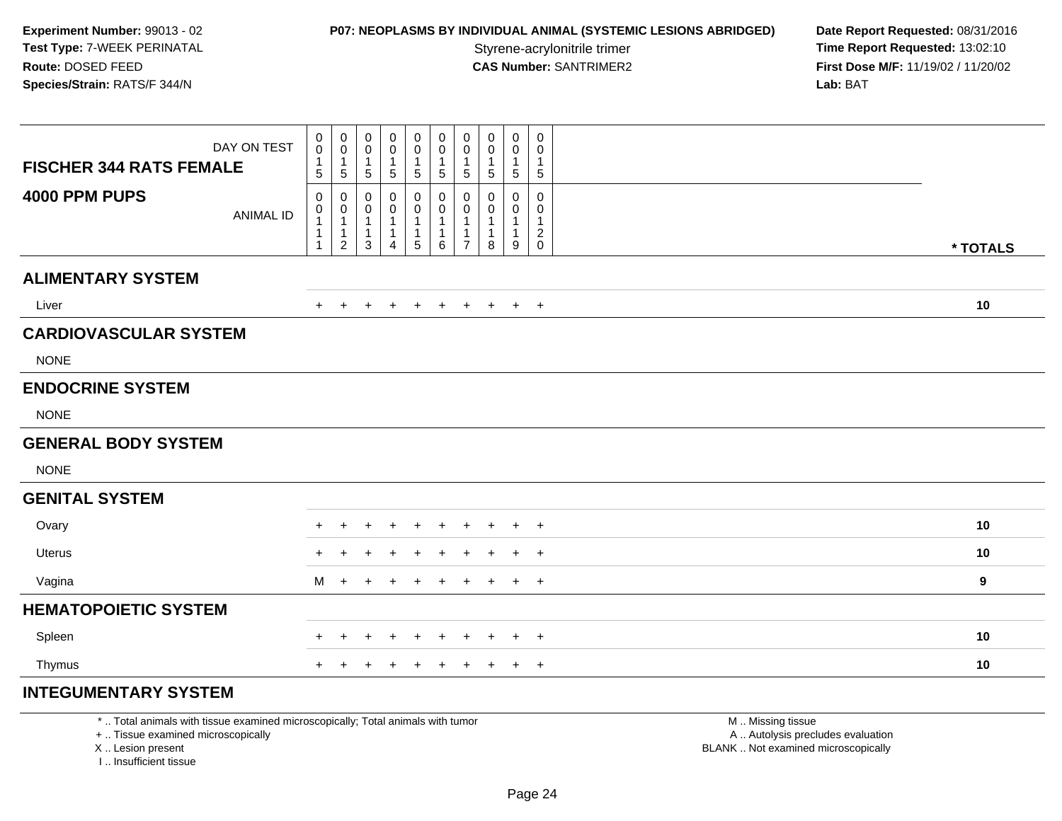**Experiment Number:** 99013 - 02
**Test Type:** 7-WEEK PERINATAL
**Route:** DOSED FEED
**Species/Strain:** RATS/F 344/N

**P07: NEOPLASMS BY INDIVIDUAL ANIMAL (SYSTEMIC LESIONS ABRIDGED)**
Styrene-acrylonitrile trimer
**CAS Number:** SANTRIMER2

**Date Report Requested:** 08/31/2016
**Time Report Requested:** 13:02:10
**First Dose M/F:** 11/19/02 / 11/20/02
**Lab:** BAT

| FISCHER 344 RATS FEMALE 4000 PPM PUPS | | | | | | | | | | | |
|---|---|---|---|---|---|---|---|---|---|---|---|
| DAY ON TEST | 0015 | 0015 | 0015 | 0015 | 0015 | 0015 | 0015 | 0015 | 0015 | 0015 | |
| ANIMAL ID | 00111 | 00112 | 00113 | 00114 | 00115 | 00116 | 00117 | 00118 | 00119 | 00120 | * TOTALS |
| **ALIMENTARY SYSTEM** | | | | | | | | | | | |
| Liver | + | + | + | + | + | + | + | + | + | + | 10 |
| **CARDIOVASCULAR SYSTEM** | | | | | | | | | | | |
| NONE | | | | | | | | | | | |
| **ENDOCRINE SYSTEM** | | | | | | | | | | | |
| NONE | | | | | | | | | | | |
| **GENERAL BODY SYSTEM** | | | | | | | | | | | |
| NONE | | | | | | | | | | | |
| **GENITAL SYSTEM** | | | | | | | | | | | |
| Ovary | + | + | + | + | + | + | + | + | + | + | 10 |
| Uterus | + | + | + | + | + | + | + | + | + | + | 10 |
| Vagina | M | + | + | + | + | + | + | + | + | + | 9 |
| **HEMATOPOIETIC SYSTEM** | | | | | | | | | | | |
| Spleen | + | + | + | + | + | + | + | + | + | + | 10 |
| Thymus | + | + | + | + | + | + | + | + | + | + | 10 |
| **INTEGUMENTARY SYSTEM** | | | | | | | | | | | |

* .. Total animals with tissue examined microscopically; Total animals with tumor
+ .. Tissue examined microscopically
X .. Lesion present
I .. Insufficient tissue

M .. Missing tissue
A .. Autolysis precludes evaluation
BLANK .. Not examined microscopically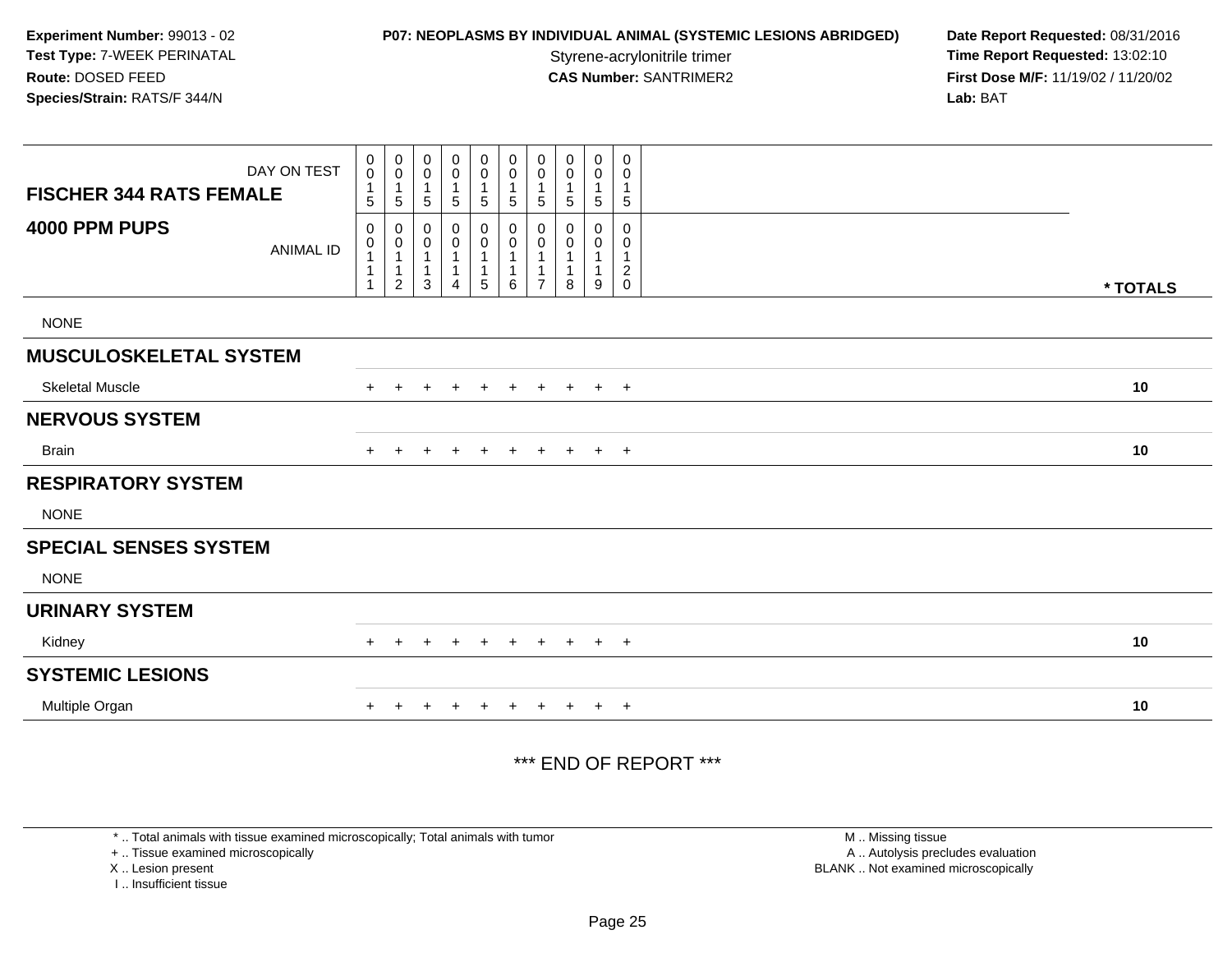**Experiment Number:** 99013 - 02
**Test Type:** 7-WEEK PERINATAL
**Route:** DOSED FEED
**Species/Strain:** RATS/F 344/N

**P07: NEOPLASMS BY INDIVIDUAL ANIMAL (SYSTEMIC LESIONS ABRIDGED)**
Styrene-acrylonitrile trimer
**CAS Number:** SANTRIMER2

**Date Report Requested:** 08/31/2016
**Time Report Requested:** 13:02:10
**First Dose M/F:** 11/19/02 / 11/20/02
**Lab:** BAT

| FISCHER 344 RATS FEMALE / 4000 PPM PUPS | | | | | | | | | | | |
|---|---|---|---|---|---|---|---|---|---|---|---|
| DAY ON TEST | 0015 | 0015 | 0015 | 0015 | 0015 | 0015 | 0015 | 0015 | 0015 | 0015 | |
| ANIMAL ID | 00111 | 00112 | 00113 | 00114 | 00115 | 00116 | 00117 | 00118 | 00119 | 00120 | * TOTALS |
| NONE | | | | | | | | | | | |
| **MUSCULOSKELETAL SYSTEM** | | | | | | | | | | | |
| Skeletal Muscle | + | + | + | + | + | + | + | + | + | + | 10 |
| **NERVOUS SYSTEM** | | | | | | | | | | | |
| Brain | + | + | + | + | + | + | + | + | + | + | 10 |
| **RESPIRATORY SYSTEM** | | | | | | | | | | | |
| NONE | | | | | | | | | | | |
| **SPECIAL SENSES SYSTEM** | | | | | | | | | | | |
| NONE | | | | | | | | | | | |
| **URINARY SYSTEM** | | | | | | | | | | | |
| Kidney | + | + | + | + | + | + | + | + | + | + | 10 |
| **SYSTEMIC LESIONS** | | | | | | | | | | | |
| Multiple Organ | + | + | + | + | + | + | + | + | + | + | 10 |

*** END OF REPORT ***

* .. Total animals with tissue examined microscopically; Total animals with tumor
+ .. Tissue examined microscopically
X .. Lesion present
I .. Insufficient tissue

M .. Missing tissue
A .. Autolysis precludes evaluation
BLANK .. Not examined microscopically